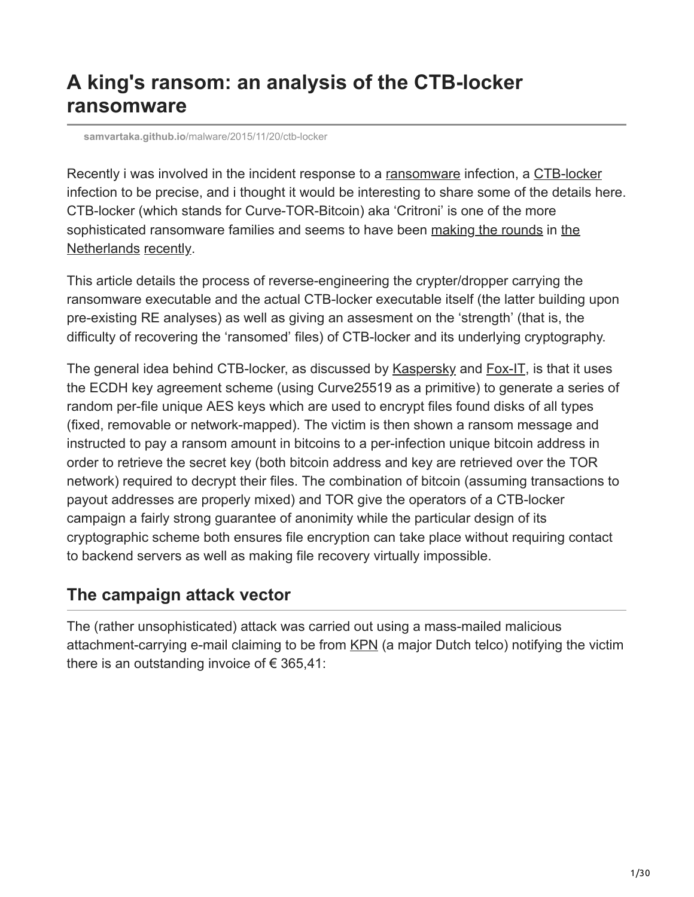# A king's ransom: an analysis of the CTB-locker ransomware

**samvartaka.github.io**/malware/2015/11/20/ctb-locker

Recently i was involved in the incident response to a ransomware infection, a CTB-locker infection to be precise, and i thought it would be interesting to share some of the details here. CTB-locker (which stands for Curve-TOR-Bitcoin) aka 'Critroni' is one of the more sophisticated ransomware families and seems to have been making the rounds in the Netherlands recently.

This article details the process of reverse-engineering the crypter/dropper carrying the ransomware executable and the actual CTB-locker executable itself (the latter building upon pre-existing RE analyses) as well as giving an assesment on the 'strength' (that is, the difficulty of recovering the 'ransomed' files) of CTB-locker and its underlying cryptography.

The general idea behind CTB-locker, as discussed by Kaspersky and Fox-IT, is that it uses the ECDH key agreement scheme (using Curve25519 as a primitive) to generate a series of random per-file unique AES keys which are used to encrypt files found disks of all types (fixed, removable or network-mapped). The victim is then shown a ransom message and instructed to pay a ransom amount in bitcoins to a per-infection unique bitcoin address in order to retrieve the secret key (both bitcoin address and key are retrieved over the TOR network) required to decrypt their files. The combination of bitcoin (assuming transactions to payout addresses are properly mixed) and TOR give the operators of a CTB-locker campaign a fairly strong guarantee of anonimity while the particular design of its cryptographic scheme both ensures file encryption can take place without requiring contact to backend servers as well as making file recovery virtually impossible.

## The campaign attack vector

The (rather unsophisticated) attack was carried out using a mass-mailed malicious attachment-carrying e-mail claiming to be from KPN (a major Dutch telco) notifying the victim there is an outstanding invoice of € 365,41: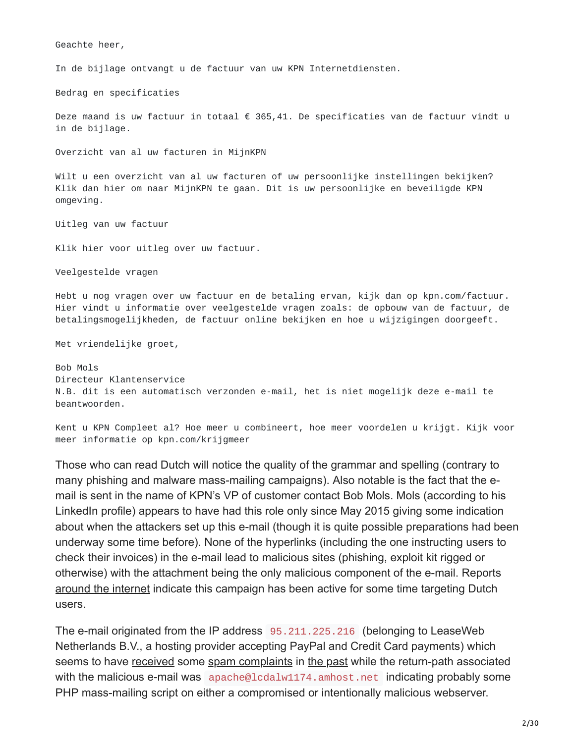```
Geachte heer,

In de bijlage ontvangt u de factuur van uw KPN Internetdiensten.

Bedrag en specificaties

Deze maand is uw factuur in totaal € 365,41. De specificaties van de factuur vindt u
in de bijlage.

Overzicht van al uw facturen in MijnKPN

Wilt u een overzicht van al uw facturen of uw persoonlijke instellingen bekijken?
Klik dan hier om naar MijnKPN te gaan. Dit is uw persoonlijke en beveiligde KPN
omgeving.

Uitleg van uw factuur

Klik hier voor uitleg over uw factuur.

Veelgestelde vragen

Hebt u nog vragen over uw factuur en de betaling ervan, kijk dan op kpn.com/factuur.
Hier vindt u informatie over veelgestelde vragen zoals: de opbouw van de factuur, de
betalingsmogelijkheden, de factuur online bekijken en hoe u wijzigingen doorgeeft.

Met vriendelijke groet,

Bob Mols
Directeur Klantenservice
N.B. dit is een automatisch verzonden e-mail, het is niet mogelijk deze e-mail te
beantwoorden.

Kent u KPN Compleet al? Hoe meer u combineert, hoe meer voordelen u krijgt. Kijk voor
meer informatie op kpn.com/krijgmeer
```

Those who can read Dutch will notice the quality of the grammar and spelling (contrary to many phishing and malware mass-mailing campaigns). Also notable is the fact that the e-mail is sent in the name of KPN's VP of customer contact Bob Mols. Mols (according to his LinkedIn profile) appears to have had this role only since May 2015 giving some indication about when the attackers set up this e-mail (though it is quite possible preparations had been underway some time before). None of the hyperlinks (including the one instructing users to check their invoices) in the e-mail lead to malicious sites (phishing, exploit kit rigged or otherwise) with the attachment being the only malicious component of the e-mail. Reports around the internet indicate this campaign has been active for some time targeting Dutch users.

The e-mail originated from the IP address `95.211.225.216` (belonging to LeaseWeb Netherlands B.V., a hosting provider accepting PayPal and Credit Card payments) which seems to have received some spam complaints in the past while the return-path associated with the malicious e-mail was `apache@lcdalw1174.amhost.net` indicating probably some PHP mass-mailing script on either a compromised or intentionally malicious webserver.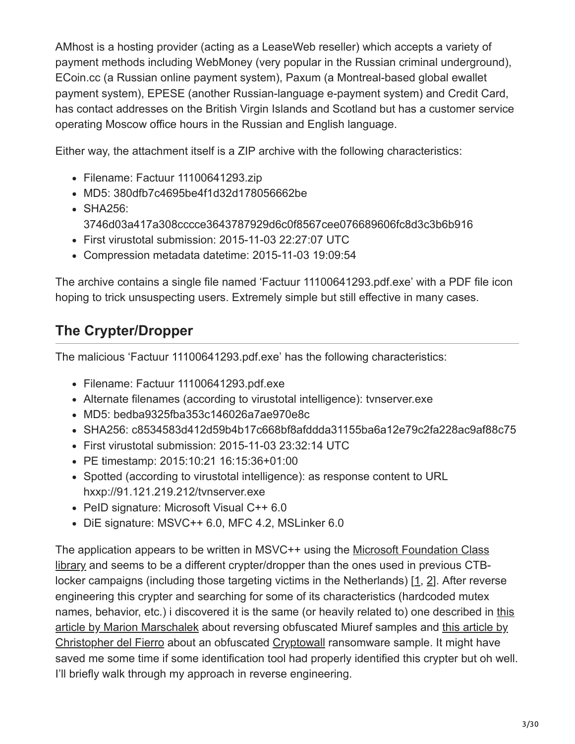AMhost is a hosting provider (acting as a LeaseWeb reseller) which accepts a variety of payment methods including WebMoney (very popular in the Russian criminal underground), ECoin.cc (a Russian online payment system), Paxum (a Montreal-based global ewallet payment system), EPESE (another Russian-language e-payment system) and Credit Card, has contact addresses on the British Virgin Islands and Scotland but has a customer service operating Moscow office hours in the Russian and English language.

Either way, the attachment itself is a ZIP archive with the following characteristics:

- Filename: Factuur 11100641293.zip
- MD5: 380dfb7c4695be4f1d32d178056662be
- SHA256: 3746d03a417a308cccce3643787929d6c0f8567cee076689606fc8d3c3b6b916
- First virustotal submission: 2015-11-03 22:27:07 UTC
- Compression metadata datetime: 2015-11-03 19:09:54

The archive contains a single file named 'Factuur 11100641293.pdf.exe' with a PDF file icon hoping to trick unsuspecting users. Extremely simple but still effective in many cases.

## The Crypter/Dropper

The malicious 'Factuur 11100641293.pdf.exe' has the following characteristics:

- Filename: Factuur 11100641293.pdf.exe
- Alternate filenames (according to virustotal intelligence): tvnserver.exe
- MD5: bedba9325fba353c146026a7ae970e8c
- SHA256: c8534583d412d59b4b17c668bf8afddda31155ba6a12e79c2fa228ac9af88c75
- First virustotal submission: 2015-11-03 23:32:14 UTC
- PE timestamp: 2015:10:21 16:15:36+01:00
- Spotted (according to virustotal intelligence): as response content to URL hxxp://91.121.219.212/tvnserver.exe
- PeID signature: Microsoft Visual C++ 6.0
- DiE signature: MSVC++ 6.0, MFC 4.2, MSLinker 6.0

The application appears to be written in MSVC++ using the Microsoft Foundation Class library and seems to be a different crypter/dropper than the ones used in previous CTB-locker campaigns (including those targeting victims in the Netherlands) [1, 2]. After reverse engineering this crypter and searching for some of its characteristics (hardcoded mutex names, behavior, etc.) i discovered it is the same (or heavily related to) one described in this article by Marion Marschalek about reversing obfuscated Miuref samples and this article by Christopher del Fierro about an obfuscated Cryptowall ransomware sample. It might have saved me some time if some identification tool had properly identified this crypter but oh well. I'll briefly walk through my approach in reverse engineering.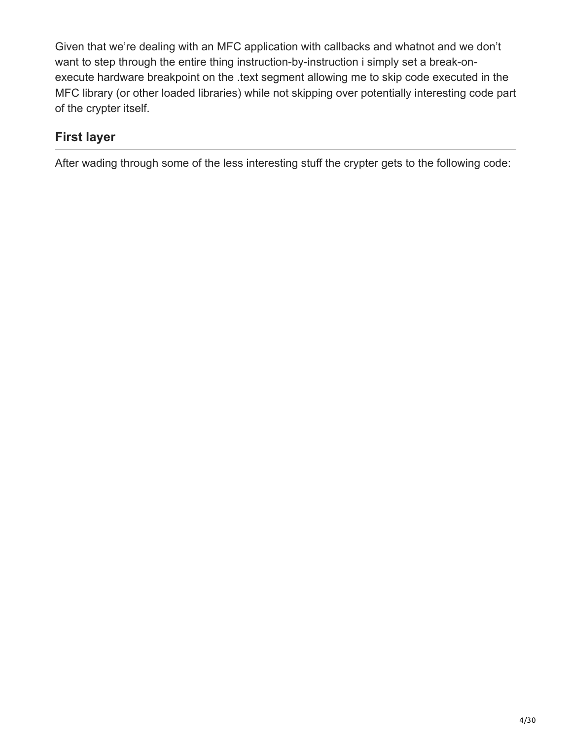Given that we're dealing with an MFC application with callbacks and whatnot and we don't want to step through the entire thing instruction-by-instruction i simply set a break-on-execute hardware breakpoint on the .text segment allowing me to skip code executed in the MFC library (or other loaded libraries) while not skipping over potentially interesting code part of the crypter itself.

## First layer

After wading through some of the less interesting stuff the crypter gets to the following code: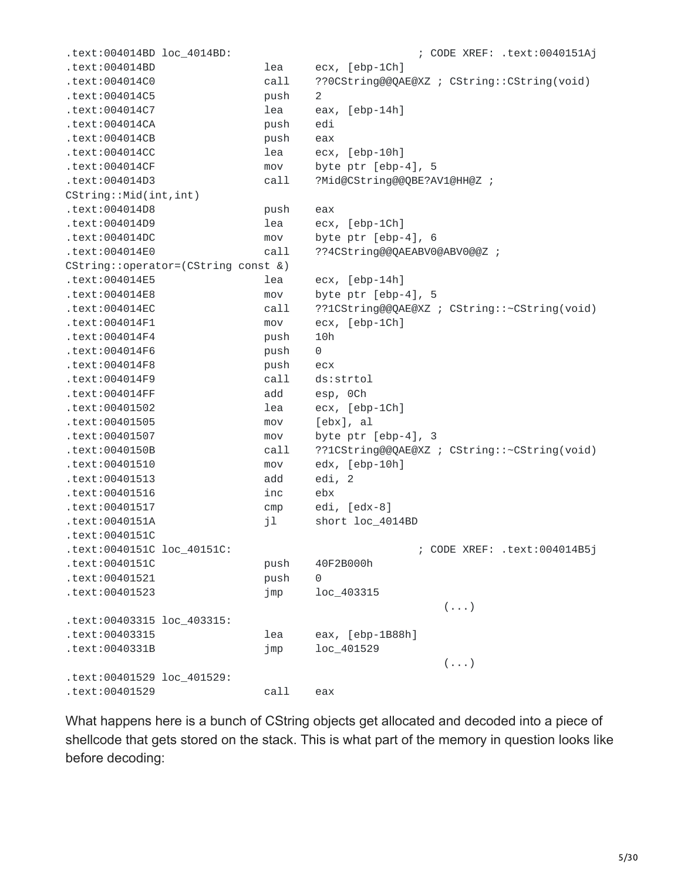```
.text:004014BD loc_4014BD:                             ; CODE XREF: .text:0040151Aj
.text:004014BD                 lea     ecx, [ebp-1Ch]
.text:004014C0                 call    ??0CString@@QAE@XZ ; CString::CString(void)
.text:004014C5                 push    2
.text:004014C7                 lea     eax, [ebp-14h]
.text:004014CA                 push    edi
.text:004014CB                 push    eax
.text:004014CC                 lea     ecx, [ebp-10h]
.text:004014CF                 mov     byte ptr [ebp-4], 5
.text:004014D3                 call    ?Mid@CString@@QBE?AV1@HH@Z ;
CString::Mid(int,int)
.text:004014D8                 push    eax
.text:004014D9                 lea     ecx, [ebp-1Ch]
.text:004014DC                 mov     byte ptr [ebp-4], 6
.text:004014E0                 call    ??4CString@@QAEABV0@ABV0@@Z ;
CString::operator=(CString const &)
.text:004014E5                 lea     ecx, [ebp-14h]
.text:004014E8                 mov     byte ptr [ebp-4], 5
.text:004014EC                 call    ??1CString@@QAE@XZ ; CString::~CString(void)
.text:004014F1                 mov     ecx, [ebp-1Ch]
.text:004014F4                 push    10h
.text:004014F6                 push    0
.text:004014F8                 push    ecx
.text:004014F9                 call    ds:strtol
.text:004014FF                 add     esp, 0Ch
.text:00401502                 lea     ecx, [ebp-1Ch]
.text:00401505                 mov     [ebx], al
.text:00401507                 mov     byte ptr [ebp-4], 3
.text:0040150B                 call    ??1CString@@QAE@XZ ; CString::~CString(void)
.text:00401510                 mov     edx, [ebp-10h]
.text:00401513                 add     edi, 2
.text:00401516                 inc     ebx
.text:00401517                 cmp     edi, [edx-8]
.text:0040151A                 jl      short loc_4014BD
.text:0040151C
.text:0040151C loc_40151C:                             ; CODE XREF: .text:004014B5j
.text:0040151C                 push    40F2B000h
.text:00401521                 push    0
.text:00401523                 jmp     loc_403315
                                                              (...)
.text:00403315 loc_403315:
.text:00403315                 lea     eax, [ebp-1B88h]
.text:0040331B                 jmp     loc_401529
                                                              (...)
.text:00401529 loc_401529:
.text:00401529                 call    eax
```

What happens here is a bunch of CString objects get allocated and decoded into a piece of shellcode that gets stored on the stack. This is what part of the memory in question looks like before decoding: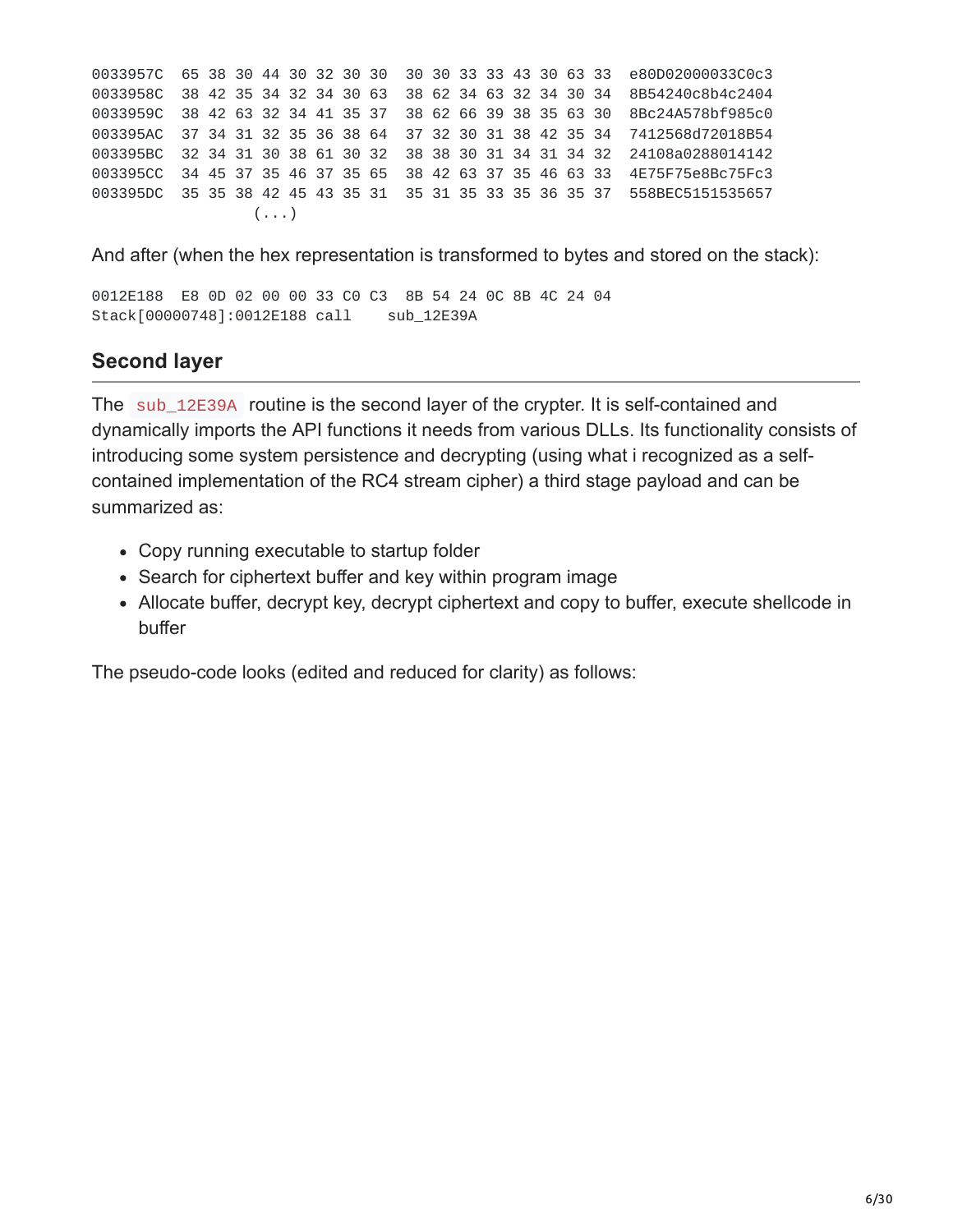```
0033957C  65 38 30 44 30 32 30 30  30 30 33 33 43 30 63 33  e80D02000033C0c3
0033958C  38 42 35 34 32 34 30 63  38 62 34 63 32 34 30 34  8B54240c8b4c2404
0033959C  38 42 63 32 34 41 35 37  38 62 66 39 38 35 63 30  8Bc24A578bf985c0
003395AC  37 34 31 32 35 36 38 64  37 32 30 31 38 42 35 34  7412568d72018B54
003395BC  32 34 31 30 38 61 30 32  38 38 30 31 34 31 34 32  24108a0288014142
003395CC  34 45 37 35 46 37 35 65  38 42 63 37 35 46 63 33  4E75F75e8Bc75Fc3
003395DC  35 35 38 42 45 43 35 31  35 31 35 33 35 36 35 37  558BEC5151535657
                    (...)
```

And after (when the hex representation is transformed to bytes and stored on the stack):

```
0012E188  E8 0D 02 00 00 33 C0 C3  8B 54 24 0C 8B 4C 24 04
Stack[00000748]:0012E188 call    sub_12E39A
```

## Second layer

The `sub_12E39A` routine is the second layer of the crypter. It is self-contained and dynamically imports the API functions it needs from various DLLs. Its functionality consists of introducing some system persistence and decrypting (using what i recognized as a self-contained implementation of the RC4 stream cipher) a third stage payload and can be summarized as:

- Copy running executable to startup folder
- Search for ciphertext buffer and key within program image
- Allocate buffer, decrypt key, decrypt ciphertext and copy to buffer, execute shellcode in buffer

The pseudo-code looks (edited and reduced for clarity) as follows: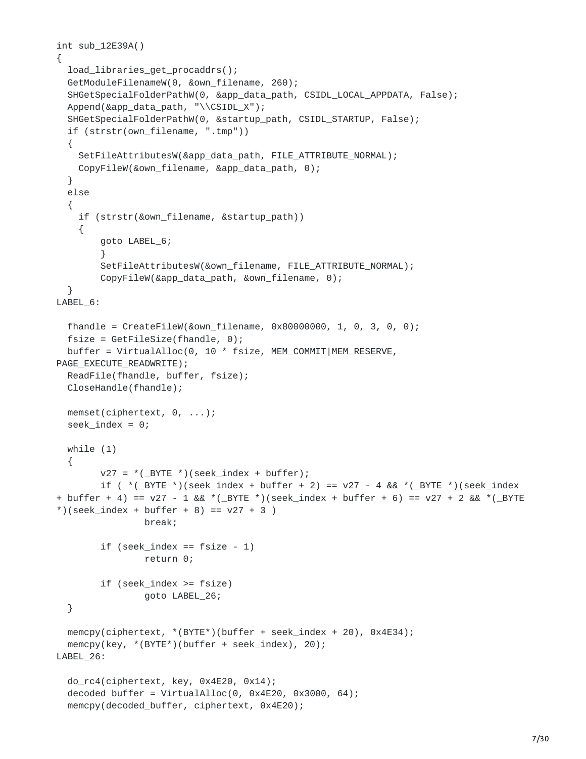```
int sub_12E39A()
{
  load_libraries_get_procaddrs();
  GetModuleFilenameW(0, &own_filename, 260);
  SHGetSpecialFolderPathW(0, &app_data_path, CSIDL_LOCAL_APPDATA, False);
  Append(&app_data_path, "\\CSIDL_X");
  SHGetSpecialFolderPathW(0, &startup_path, CSIDL_STARTUP, False);
  if (strstr(own_filename, ".tmp"))
  {
    SetFileAttributesW(&app_data_path, FILE_ATTRIBUTE_NORMAL);
    CopyFileW(&own_filename, &app_data_path, 0);
  }
  else
  {
    if (strstr(&own_filename, &startup_path))
    {
        goto LABEL_6;
        }
        SetFileAttributesW(&own_filename, FILE_ATTRIBUTE_NORMAL);
        CopyFileW(&app_data_path, &own_filename, 0);
  }
LABEL_6:

  fhandle = CreateFileW(&own_filename, 0x80000000, 1, 0, 3, 0, 0);
  fsize = GetFileSize(fhandle, 0);
  buffer = VirtualAlloc(0, 10 * fsize, MEM_COMMIT|MEM_RESERVE,
PAGE_EXECUTE_READWRITE);
  ReadFile(fhandle, buffer, fsize);
  CloseHandle(fhandle);

  memset(ciphertext, 0, ...);
  seek_index = 0;

  while (1)
  {
        v27 = *(_BYTE *)(seek_index + buffer);
        if ( *(_BYTE *)(seek_index + buffer + 2) == v27 - 4 && *(_BYTE *)(seek_index
+ buffer + 4) == v27 - 1 && *(_BYTE *)(seek_index + buffer + 6) == v27 + 2 && *(_BYTE
*)(seek_index + buffer + 8) == v27 + 3 )
                break;

        if (seek_index == fsize - 1)
                return 0;

        if (seek_index >= fsize)
                goto LABEL_26;
  }

  memcpy(ciphertext, *(BYTE*)(buffer + seek_index + 20), 0x4E34);
  memcpy(key, *(BYTE*)(buffer + seek_index), 20);
LABEL_26:

  do_rc4(ciphertext, key, 0x4E20, 0x14);
  decoded_buffer = VirtualAlloc(0, 0x4E20, 0x3000, 64);
  memcpy(decoded_buffer, ciphertext, 0x4E20);
```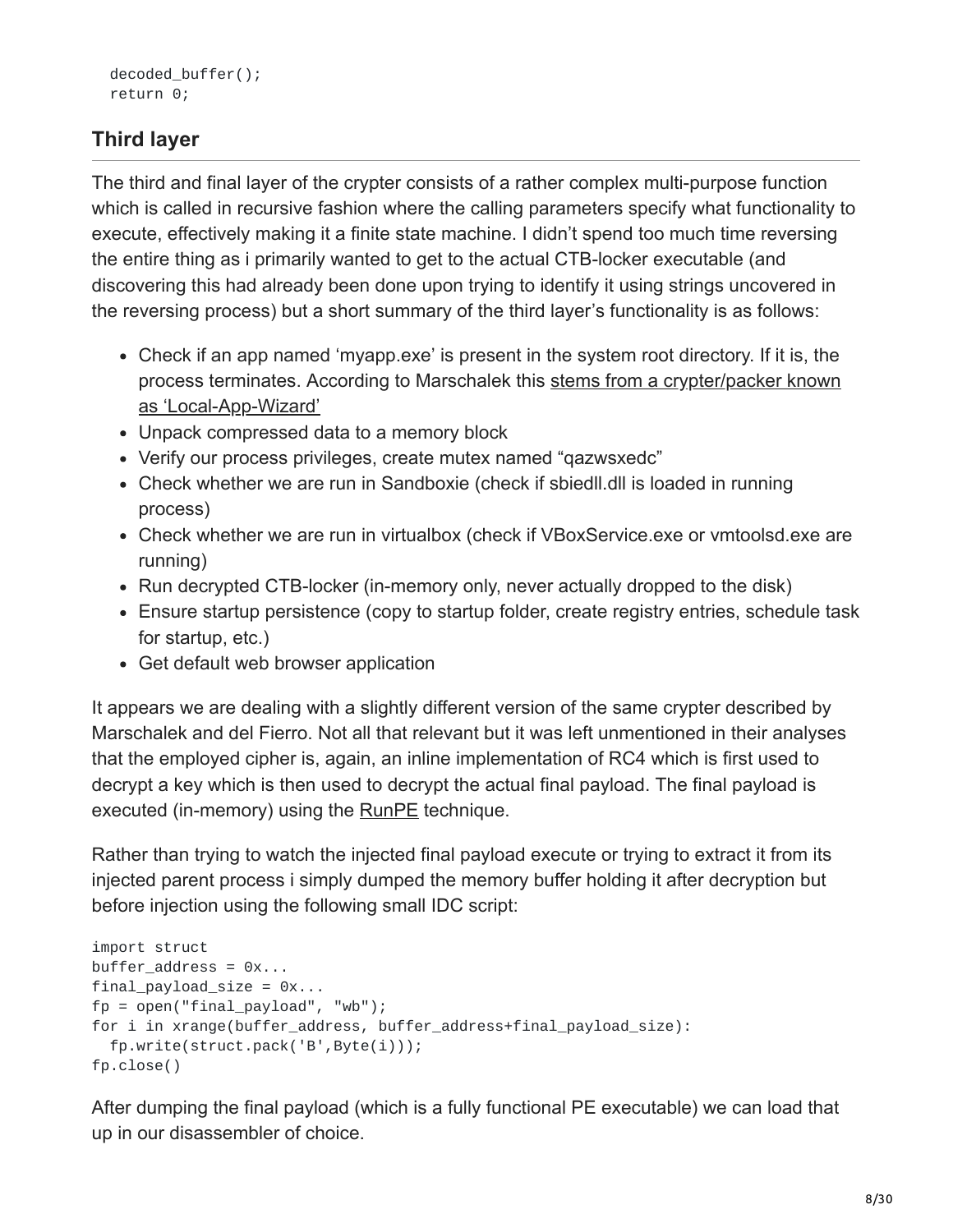```
  decoded_buffer();
  return 0;
```

## Third layer

The third and final layer of the crypter consists of a rather complex multi-purpose function which is called in recursive fashion where the calling parameters specify what functionality to execute, effectively making it a finite state machine. I didn't spend too much time reversing the entire thing as i primarily wanted to get to the actual CTB-locker executable (and discovering this had already been done upon trying to identify it using strings uncovered in the reversing process) but a short summary of the third layer's functionality is as follows:

- Check if an app named 'myapp.exe' is present in the system root directory. If it is, the process terminates. According to Marschalek this stems from a crypter/packer known as 'Local-App-Wizard'
- Unpack compressed data to a memory block
- Verify our process privileges, create mutex named "qazwsxedc"
- Check whether we are run in Sandboxie (check if sbiedll.dll is loaded in running process)
- Check whether we are run in virtualbox (check if VBoxService.exe or vmtoolsd.exe are running)
- Run decrypted CTB-locker (in-memory only, never actually dropped to the disk)
- Ensure startup persistence (copy to startup folder, create registry entries, schedule task for startup, etc.)
- Get default web browser application

It appears we are dealing with a slightly different version of the same crypter described by Marschalek and del Fierro. Not all that relevant but it was left unmentioned in their analyses that the employed cipher is, again, an inline implementation of RC4 which is first used to decrypt a key which is then used to decrypt the actual final payload. The final payload is executed (in-memory) using the RunPE technique.

Rather than trying to watch the injected final payload execute or trying to extract it from its injected parent process i simply dumped the memory buffer holding it after decryption but before injection using the following small IDC script:

```
import struct
buffer_address = 0x...
final_payload_size = 0x...
fp = open("final_payload", "wb");
for i in xrange(buffer_address, buffer_address+final_payload_size):
  fp.write(struct.pack('B',Byte(i)));
fp.close()
```

After dumping the final payload (which is a fully functional PE executable) we can load that up in our disassembler of choice.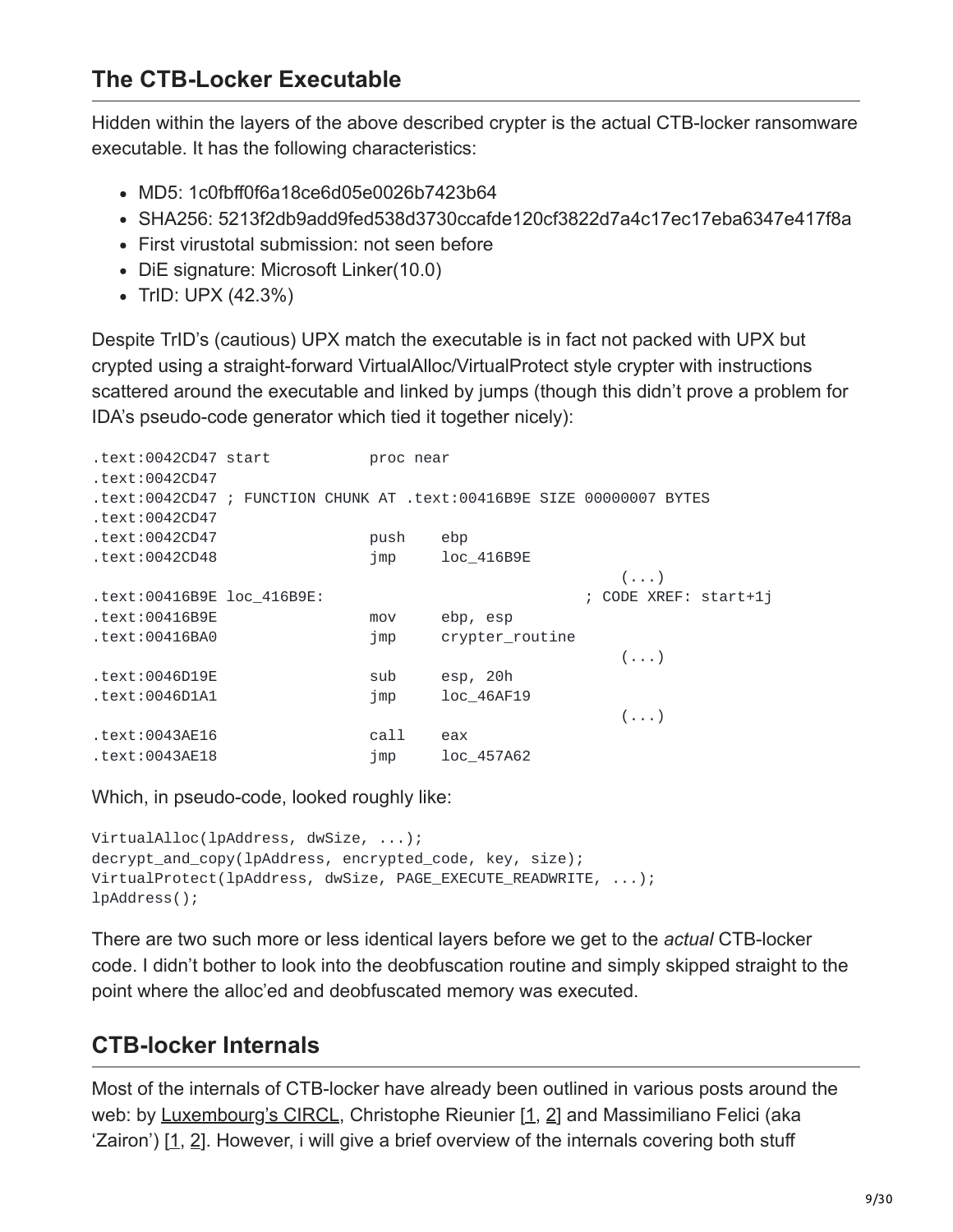## The CTB-Locker Executable

Hidden within the layers of the above described crypter is the actual CTB-locker ransomware executable. It has the following characteristics:

- MD5: 1c0fbff0f6a18ce6d05e0026b7423b64
- SHA256: 5213f2db9add9fed538d3730ccafde120cf3822d7a4c17ec17eba6347e417f8a
- First virustotal submission: not seen before
- DiE signature: Microsoft Linker(10.0)
- TrID: UPX (42.3%)

Despite TrID's (cautious) UPX match the executable is in fact not packed with UPX but crypted using a straight-forward VirtualAlloc/VirtualProtect style crypter with instructions scattered around the executable and linked by jumps (though this didn't prove a problem for IDA's pseudo-code generator which tied it together nicely):

```
.text:0042CD47 start           proc near
.text:0042CD47
.text:0042CD47 ; FUNCTION CHUNK AT .text:00416B9E SIZE 00000007 BYTES
.text:0042CD47
.text:0042CD47                 push    ebp
.text:0042CD48                 jmp     loc_416B9E
                                                      (...)
.text:00416B9E loc_416B9E:                           ; CODE XREF: start+1j
.text:00416B9E                 mov     ebp, esp
.text:00416BA0                 jmp     crypter_routine
                                                      (...)
.text:0046D19E                 sub     esp, 20h
.text:0046D1A1                 jmp     loc_46AF19
                                                      (...)
.text:0043AE16                 call    eax
.text:0043AE18                 jmp     loc_457A62
```

Which, in pseudo-code, looked roughly like:

```
VirtualAlloc(lpAddress, dwSize, ...);
decrypt_and_copy(lpAddress, encrypted_code, key, size);
VirtualProtect(lpAddress, dwSize, PAGE_EXECUTE_READWRITE, ...);
lpAddress();
```

There are two such more or less identical layers before we get to the *actual* CTB-locker code. I didn't bother to look into the deobfuscation routine and simply skipped straight to the point where the alloc'ed and deobfuscated memory was executed.

## CTB-locker Internals

Most of the internals of CTB-locker have already been outlined in various posts around the web: by Luxembourg's CIRCL, Christophe Rieunier [1, 2] and Massimiliano Felici (aka 'Zairon') [1, 2]. However, i will give a brief overview of the internals covering both stuff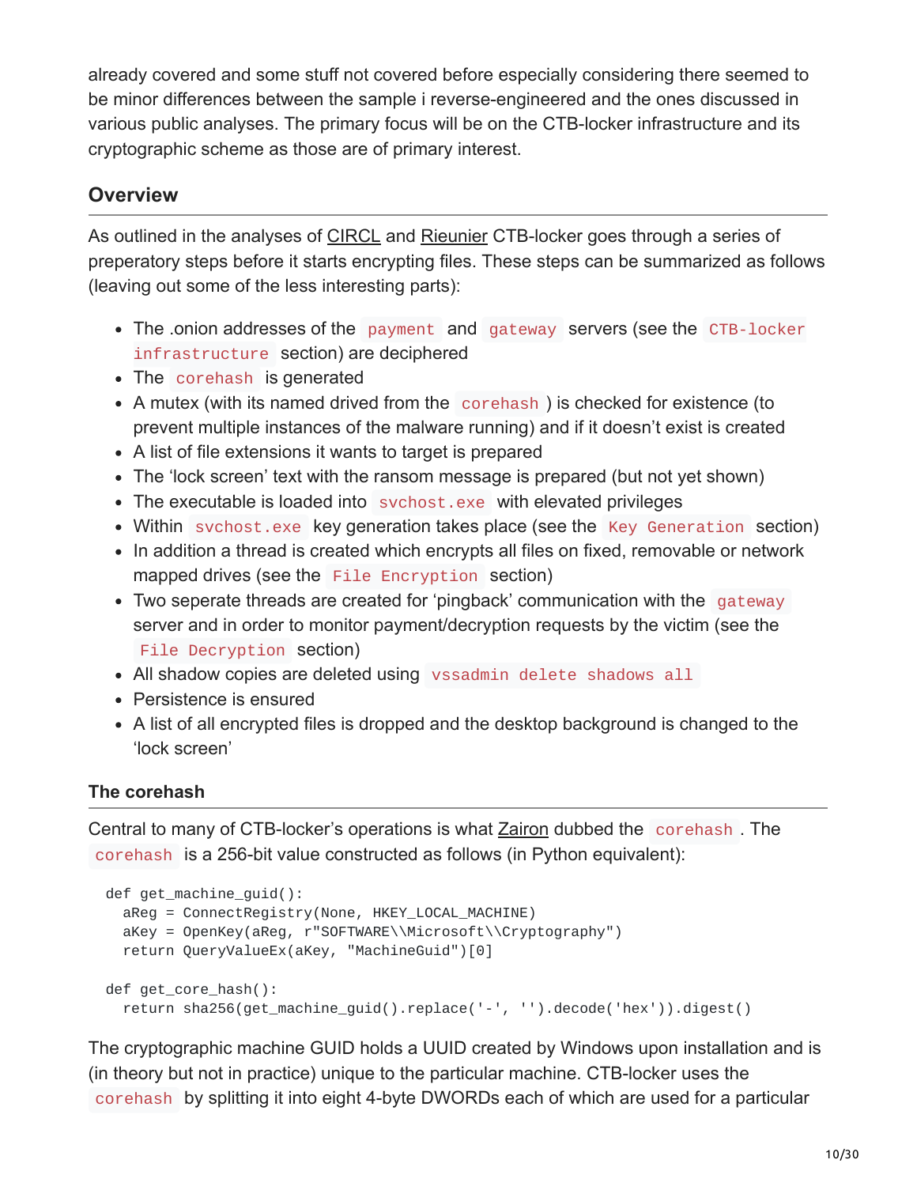already covered and some stuff not covered before especially considering there seemed to be minor differences between the sample i reverse-engineered and the ones discussed in various public analyses. The primary focus will be on the CTB-locker infrastructure and its cryptographic scheme as those are of primary interest.

## Overview

As outlined in the analyses of CIRCL and Rieunier CTB-locker goes through a series of preperatory steps before it starts encrypting files. These steps can be summarized as follows (leaving out some of the less interesting parts):

- The .onion addresses of the `payment` and `gateway` servers (see the `CTB-locker infrastructure` section) are deciphered
- The `corehash` is generated
- A mutex (with its named drived from the `corehash`) is checked for existence (to prevent multiple instances of the malware running) and if it doesn't exist is created
- A list of file extensions it wants to target is prepared
- The 'lock screen' text with the ransom message is prepared (but not yet shown)
- The executable is loaded into `svchost.exe` with elevated privileges
- Within `svchost.exe` key generation takes place (see the `Key Generation` section)
- In addition a thread is created which encrypts all files on fixed, removable or network mapped drives (see the `File Encryption` section)
- Two seperate threads are created for 'pingback' communication with the `gateway` server and in order to monitor payment/decryption requests by the victim (see the `File Decryption` section)
- All shadow copies are deleted using `vssadmin delete shadows all`
- Persistence is ensured
- A list of all encrypted files is dropped and the desktop background is changed to the 'lock screen'

### The corehash

Central to many of CTB-locker's operations is what Zairon dubbed the `corehash`. The `corehash` is a 256-bit value constructed as follows (in Python equivalent):

```
def get_machine_guid():
  aReg = ConnectRegistry(None, HKEY_LOCAL_MACHINE)
  aKey = OpenKey(aReg, r"SOFTWARE\\Microsoft\\Cryptography")
  return QueryValueEx(aKey, "MachineGuid")[0]

def get_core_hash():
  return sha256(get_machine_guid().replace('-', '').decode('hex')).digest()
```

The cryptographic machine GUID holds a UUID created by Windows upon installation and is (in theory but not in practice) unique to the particular machine. CTB-locker uses the `corehash` by splitting it into eight 4-byte DWORDs each of which are used for a particular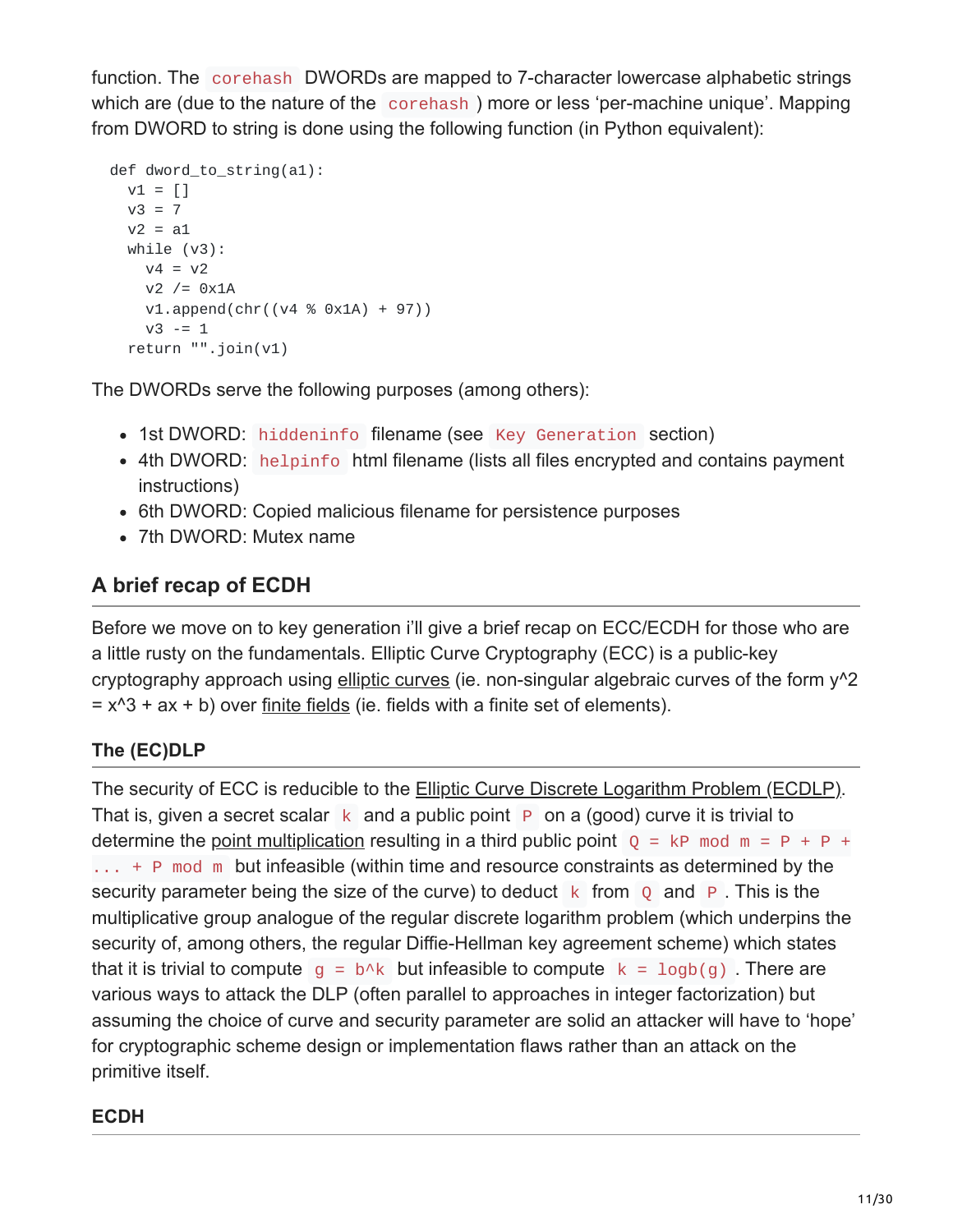function. The `corehash` DWORDs are mapped to 7-character lowercase alphabetic strings which are (due to the nature of the `corehash`) more or less 'per-machine unique'. Mapping from DWORD to string is done using the following function (in Python equivalent):

```
def dword_to_string(a1):
  v1 = []
  v3 = 7
  v2 = a1
  while (v3):
    v4 = v2
    v2 /= 0x1A
    v1.append(chr((v4 % 0x1A) + 97))
    v3 -= 1
  return "".join(v1)
```

The DWORDs serve the following purposes (among others):

- 1st DWORD: `hiddeninfo` filename (see `Key Generation` section)
- 4th DWORD: `helpinfo` html filename (lists all files encrypted and contains payment instructions)
- 6th DWORD: Copied malicious filename for persistence purposes
- 7th DWORD: Mutex name

## A brief recap of ECDH

Before we move on to key generation i'll give a brief recap on ECC/ECDH for those who are a little rusty on the fundamentals. Elliptic Curve Cryptography (ECC) is a public-key cryptography approach using elliptic curves (ie. non-singular algebraic curves of the form y^2 = x^3 + ax + b) over finite fields (ie. fields with a finite set of elements).

### The (EC)DLP

The security of ECC is reducible to the Elliptic Curve Discrete Logarithm Problem (ECDLP). That is, given a secret scalar `k` and a public point `P` on a (good) curve it is trivial to determine the point multiplication resulting in a third public point `Q = kP mod m = P + P + ... + P mod m` but infeasible (within time and resource constraints as determined by the security parameter being the size of the curve) to deduct `k` from `Q` and `P`. This is the multiplicative group analogue of the regular discrete logarithm problem (which underpins the security of, among others, the regular Diffie-Hellman key agreement scheme) which states that it is trivial to compute `g = b^k` but infeasible to compute `k = logb(g)`. There are various ways to attack the DLP (often parallel to approaches in integer factorization) but assuming the choice of curve and security parameter are solid an attacker will have to 'hope' for cryptographic scheme design or implementation flaws rather than an attack on the primitive itself.

### ECDH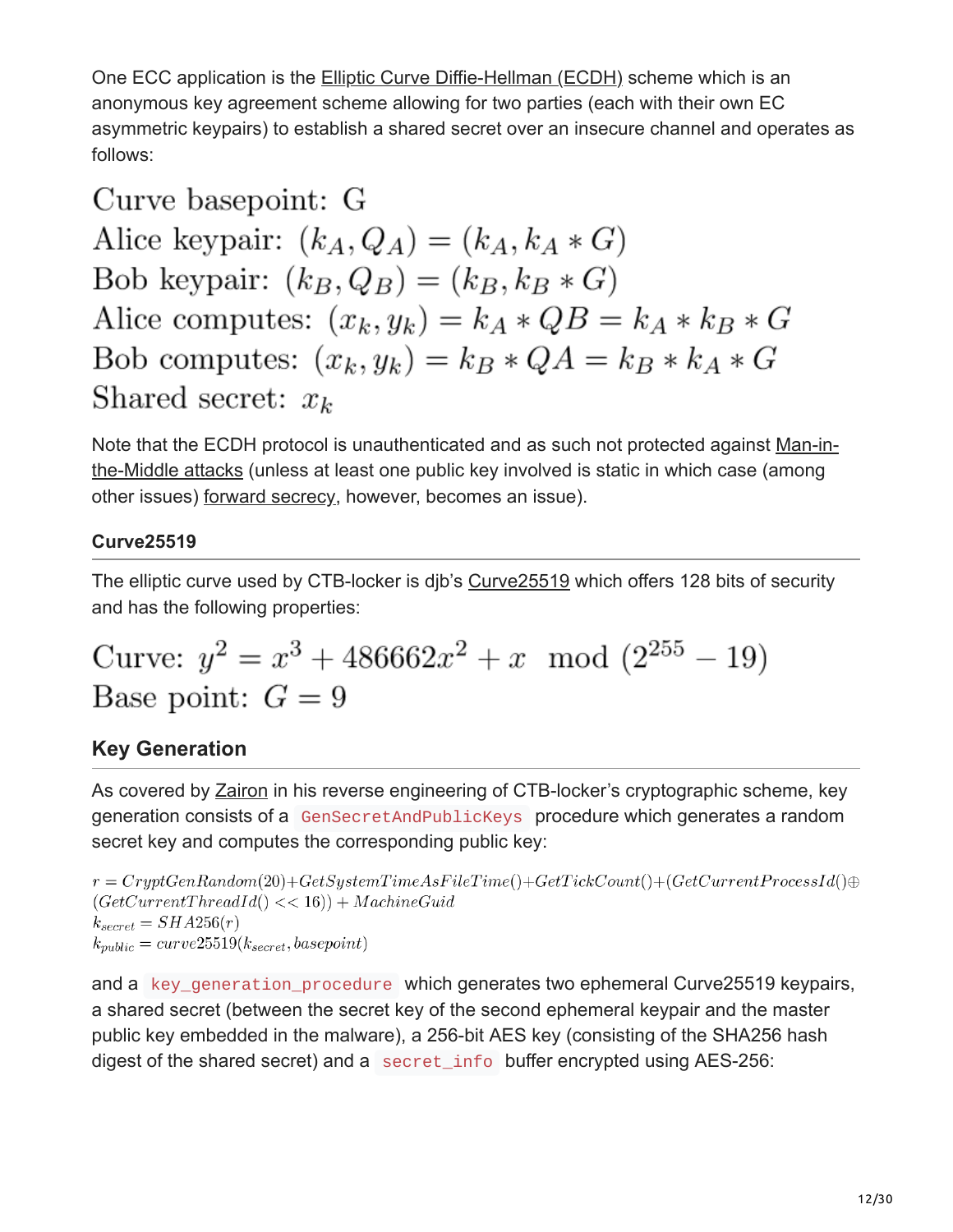One ECC application is the Elliptic Curve Diffie-Hellman (ECDH) scheme which is an anonymous key agreement scheme allowing for two parties (each with their own EC asymmetric keypairs) to establish a shared secret over an insecure channel and operates as follows:

$$\text{Curve basepoint: } G$$
$$\text{Alice keypair: } (k_A, Q_A) = (k_A, k_A * G)$$
$$\text{Bob keypair: } (k_B, Q_B) = (k_B, k_B * G)$$
$$\text{Alice computes: } (x_k, y_k) = k_A * QB = k_A * k_B * G$$
$$\text{Bob computes: } (x_k, y_k) = k_B * QA = k_B * k_A * G$$
$$\text{Shared secret: } x_k$$

Note that the ECDH protocol is unauthenticated and as such not protected against Man-in-the-Middle attacks (unless at least one public key involved is static in which case (among other issues) forward secrecy, however, becomes an issue).

### Curve25519

The elliptic curve used by CTB-locker is djb's Curve25519 which offers 128 bits of security and has the following properties:

$$\text{Curve: } y^2 = x^3 + 486662x^2 + x \mod (2^{255} - 19)$$
$$\text{Base point: } G = 9$$

## Key Generation

As covered by Zairon in his reverse engineering of CTB-locker's cryptographic scheme, key generation consists of a `GenSecretAndPublicKeys` procedure which generates a random secret key and computes the corresponding public key:

$$r = CryptGenRandom(20) + GetSystemTimeAsFileTime() + GetTickCount() + (GetCurrentProcessId() \oplus (GetCurrentThreadId() << 16)) + MachineGuid$$
$$k_{secret} = SHA256(r)$$
$$k_{public} = curve25519(k_{secret}, basepoint)$$

and a `key_generation_procedure` which generates two ephemeral Curve25519 keypairs, a shared secret (between the secret key of the second ephemeral keypair and the master public key embedded in the malware), a 256-bit AES key (consisting of the SHA256 hash digest of the shared secret) and a `secret_info` buffer encrypted using AES-256: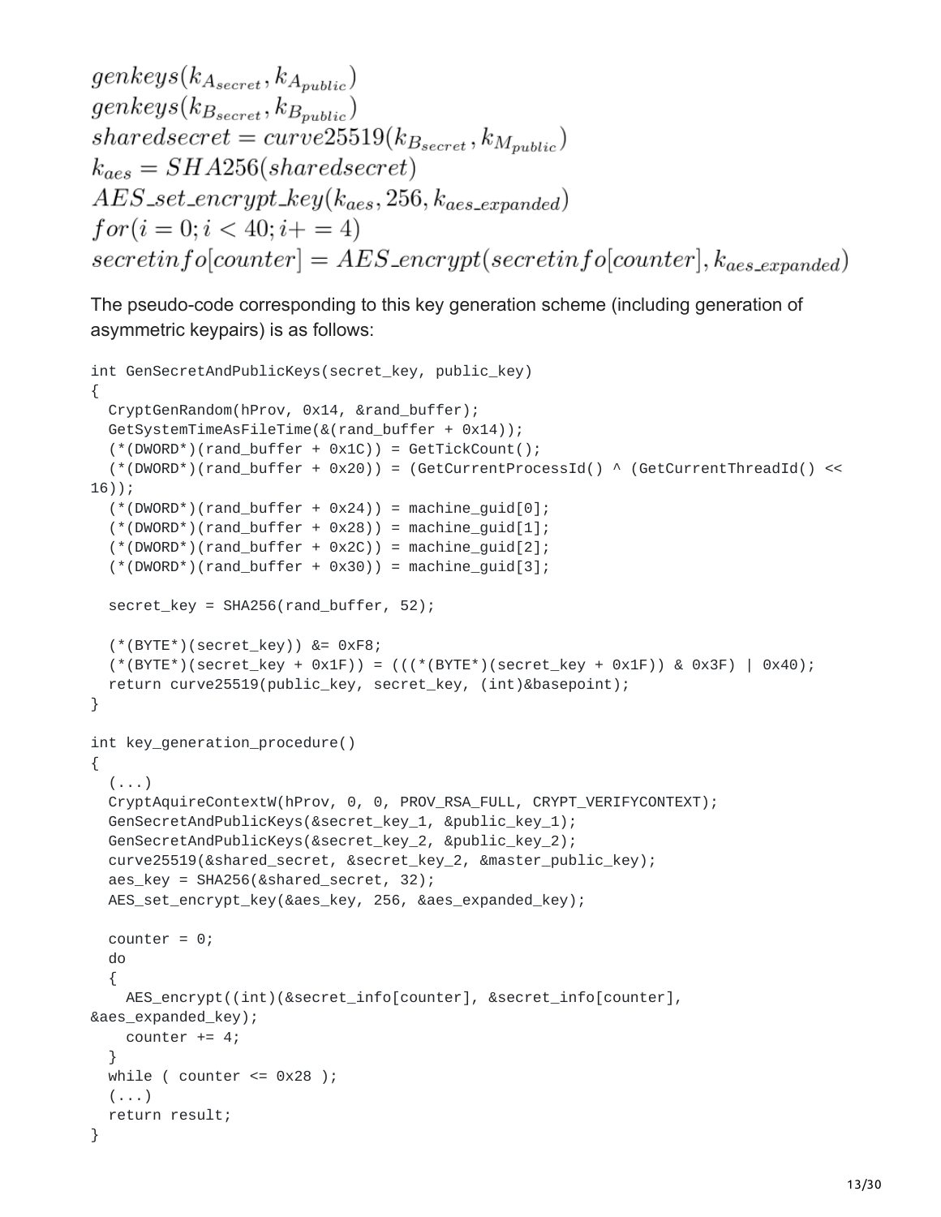$$genkeys(k_{A_{secret}}, k_{A_{public}})$$
$$genkeys(k_{B_{secret}}, k_{B_{public}})$$
$$sharedsecret = curve25519(k_{B_{secret}}, k_{M_{public}})$$
$$k_{aes} = SHA256(sharedsecret)$$
$$AES\_set\_encrypt\_key(k_{aes}, 256, k_{aes\_expanded})$$
$$for(i = 0; i < 40; i += 4)$$
$$secretinfo[counter] = AES\_encrypt(secretinfo[counter], k_{aes\_expanded})$$

The pseudo-code corresponding to this key generation scheme (including generation of asymmetric keypairs) is as follows:

```
int GenSecretAndPublicKeys(secret_key, public_key)
{
  CryptGenRandom(hProv, 0x14, &rand_buffer);
  GetSystemTimeAsFileTime(&(rand_buffer + 0x14));
  (*(DWORD*)(rand_buffer + 0x1C)) = GetTickCount();
  (*(DWORD*)(rand_buffer + 0x20)) = (GetCurrentProcessId() ^ (GetCurrentThreadId() <<
16));
  (*(DWORD*)(rand_buffer + 0x24)) = machine_guid[0];
  (*(DWORD*)(rand_buffer + 0x28)) = machine_guid[1];
  (*(DWORD*)(rand_buffer + 0x2C)) = machine_guid[2];
  (*(DWORD*)(rand_buffer + 0x30)) = machine_guid[3];

  secret_key = SHA256(rand_buffer, 52);

  (*(BYTE*)(secret_key)) &= 0xF8;
  (*(BYTE*)(secret_key + 0x1F)) = (((*(BYTE*)(secret_key + 0x1F)) & 0x3F) | 0x40);
  return curve25519(public_key, secret_key, (int)&basepoint);
}

int key_generation_procedure()
{
  (...)
  CryptAquireContextW(hProv, 0, 0, PROV_RSA_FULL, CRYPT_VERIFYCONTEXT);
  GenSecretAndPublicKeys(&secret_key_1, &public_key_1);
  GenSecretAndPublicKeys(&secret_key_2, &public_key_2);
  curve25519(&shared_secret, &secret_key_2, &master_public_key);
  aes_key = SHA256(&shared_secret, 32);
  AES_set_encrypt_key(&aes_key, 256, &aes_expanded_key);

  counter = 0;
  do
  {
    AES_encrypt((int)(&secret_info[counter], &secret_info[counter],
&aes_expanded_key);
    counter += 4;
  }
  while ( counter <= 0x28 );
  (...)
  return result;
}
```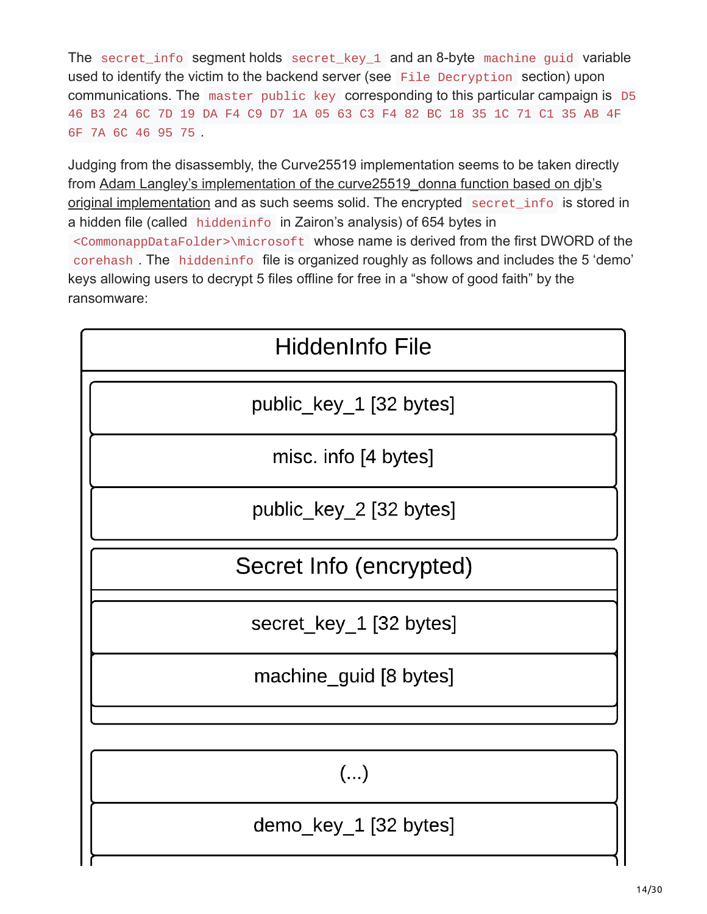The `secret_info` segment holds `secret_key_1` and an 8-byte `machine guid` variable used to identify the victim to the backend server (see `File Decryption` section) upon communications. The `master public key` corresponding to this particular campaign is `D5 46 B3 24 6C 7D 19 DA F4 C9 D7 1A 05 63 C3 F4 82 BC 18 35 1C 71 C1 35 AB 4F 6F 7A 6C 46 95 75`.

Judging from the disassembly, the Curve25519 implementation seems to be taken directly from Adam Langley's implementation of the curve25519_donna function based on djb's original implementation and as such seems solid. The encrypted `secret_info` is stored in a hidden file (called `hiddeninfo` in Zairon's analysis) of 654 bytes in `<CommonappDataFolder>\microsoft` whose name is derived from the first DWORD of the `corehash`. The `hiddeninfo` file is organized roughly as follows and includes the 5 'demo' keys allowing users to decrypt 5 files offline for free in a "show of good faith" by the ransomware:

| HiddenInfo File |
| --- |
| public_key_1 [32 bytes] |
| misc. info [4 bytes] |
| public_key_2 [32 bytes] |
| Secret Info (encrypted): secret_key_1 [32 bytes], machine_guid [8 bytes] |
| (...) |
| demo_key_1 [32 bytes] |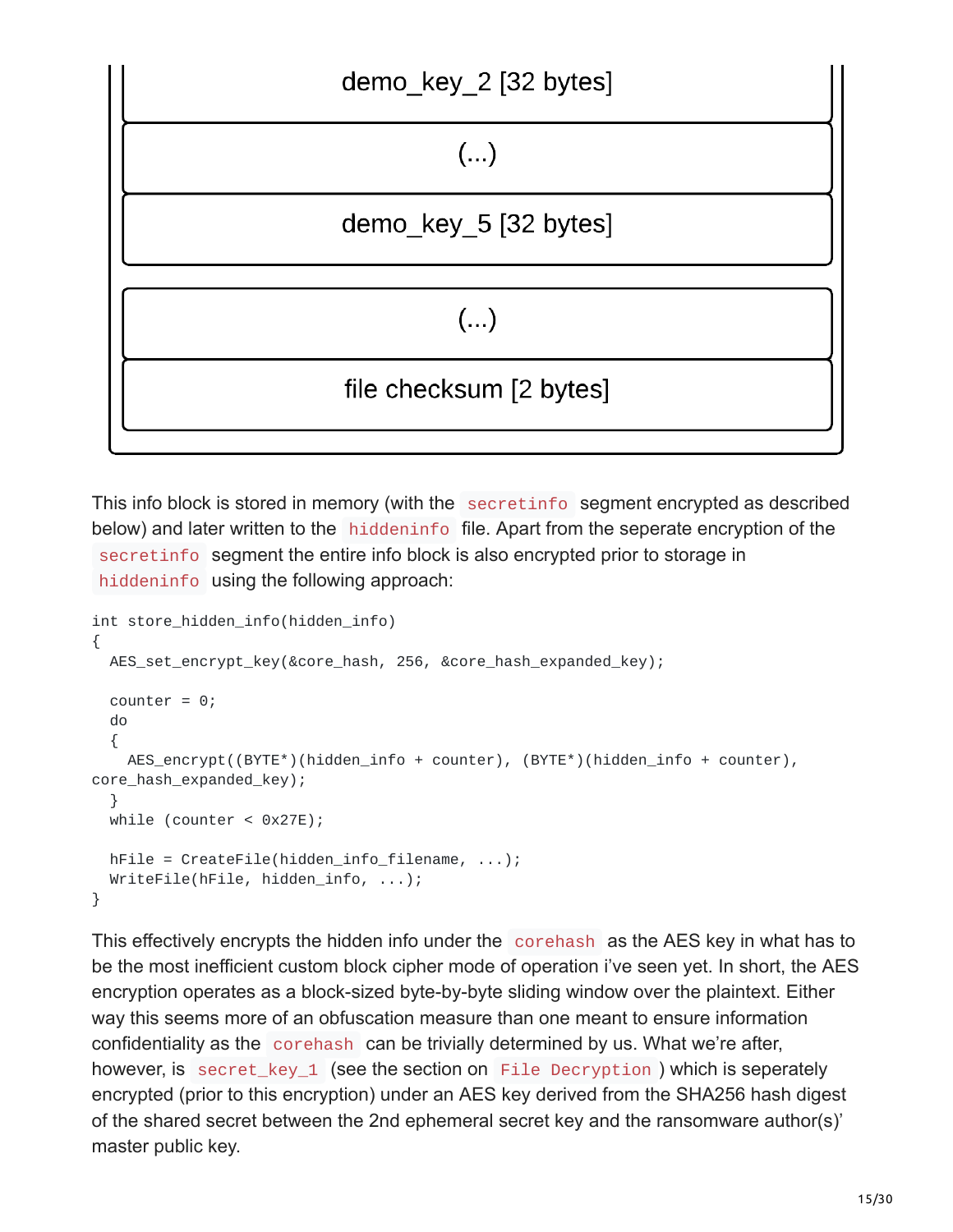| demo_key_2 [32 bytes] |
| --- |
| (...) |
| demo_key_5 [32 bytes] |
| (...) |
| file checksum [2 bytes] |

This info block is stored in memory (with the `secretinfo` segment encrypted as described below) and later written to the `hiddeninfo` file. Apart from the seperate encryption of the `secretinfo` segment the entire info block is also encrypted prior to storage in `hiddeninfo` using the following approach:

```
int store_hidden_info(hidden_info)
{
  AES_set_encrypt_key(&core_hash, 256, &core_hash_expanded_key);

  counter = 0;
  do
  {
    AES_encrypt((BYTE*)(hidden_info + counter), (BYTE*)(hidden_info + counter),
core_hash_expanded_key);
  }
  while (counter < 0x27E);

  hFile = CreateFile(hidden_info_filename, ...);
  WriteFile(hFile, hidden_info, ...);
}
```

This effectively encrypts the hidden info under the `corehash` as the AES key in what has to be the most inefficient custom block cipher mode of operation i've seen yet. In short, the AES encryption operates as a block-sized byte-by-byte sliding window over the plaintext. Either way this seems more of an obfuscation measure than one meant to ensure information confidentiality as the `corehash` can be trivially determined by us. What we're after, however, is `secret_key_1` (see the section on `File Decryption`) which is seperately encrypted (prior to this encryption) under an AES key derived from the SHA256 hash digest of the shared secret between the 2nd ephemeral secret key and the ransomware author(s)' master public key.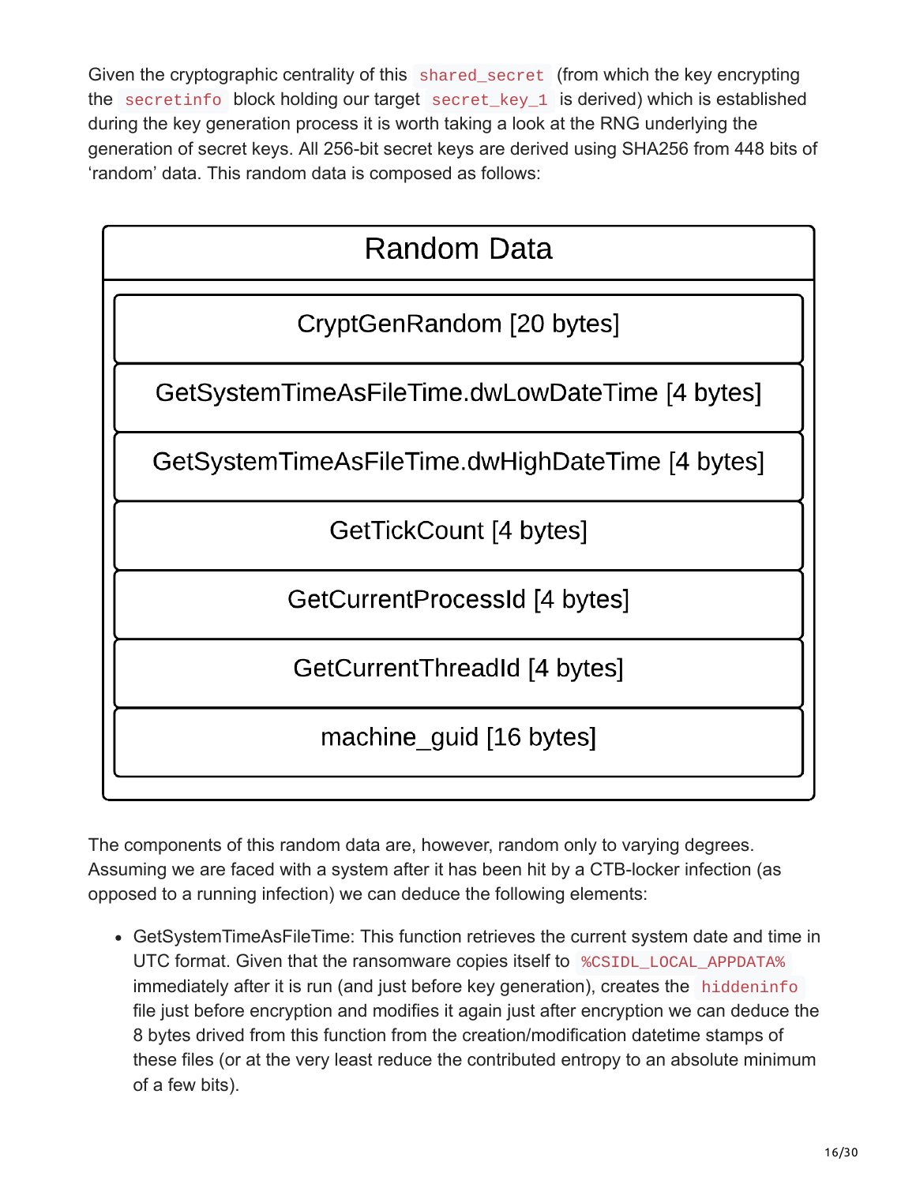Given the cryptographic centrality of this `shared_secret` (from which the key encrypting the `secretinfo` block holding our target `secret_key_1` is derived) which is established during the key generation process it is worth taking a look at the RNG underlying the generation of secret keys. All 256-bit secret keys are derived using SHA256 from 448 bits of 'random' data. This random data is composed as follows:

| Random Data |
| --- |
| CryptGenRandom [20 bytes] |
| GetSystemTimeAsFileTime.dwLowDateTime [4 bytes] |
| GetSystemTimeAsFileTime.dwHighDateTime [4 bytes] |
| GetTickCount [4 bytes] |
| GetCurrentProcessId [4 bytes] |
| GetCurrentThreadId [4 bytes] |
| machine_guid [16 bytes] |

The components of this random data are, however, random only to varying degrees. Assuming we are faced with a system after it has been hit by a CTB-locker infection (as opposed to a running infection) we can deduce the following elements:

- GetSystemTimeAsFileTime: This function retrieves the current system date and time in UTC format. Given that the ransomware copies itself to `%CSIDL_LOCAL_APPDATA%` immediately after it is run (and just before key generation), creates the `hiddeninfo` file just before encryption and modifies it again just after encryption we can deduce the 8 bytes drived from this function from the creation/modification datetime stamps of these files (or at the very least reduce the contributed entropy to an absolute minimum of a few bits).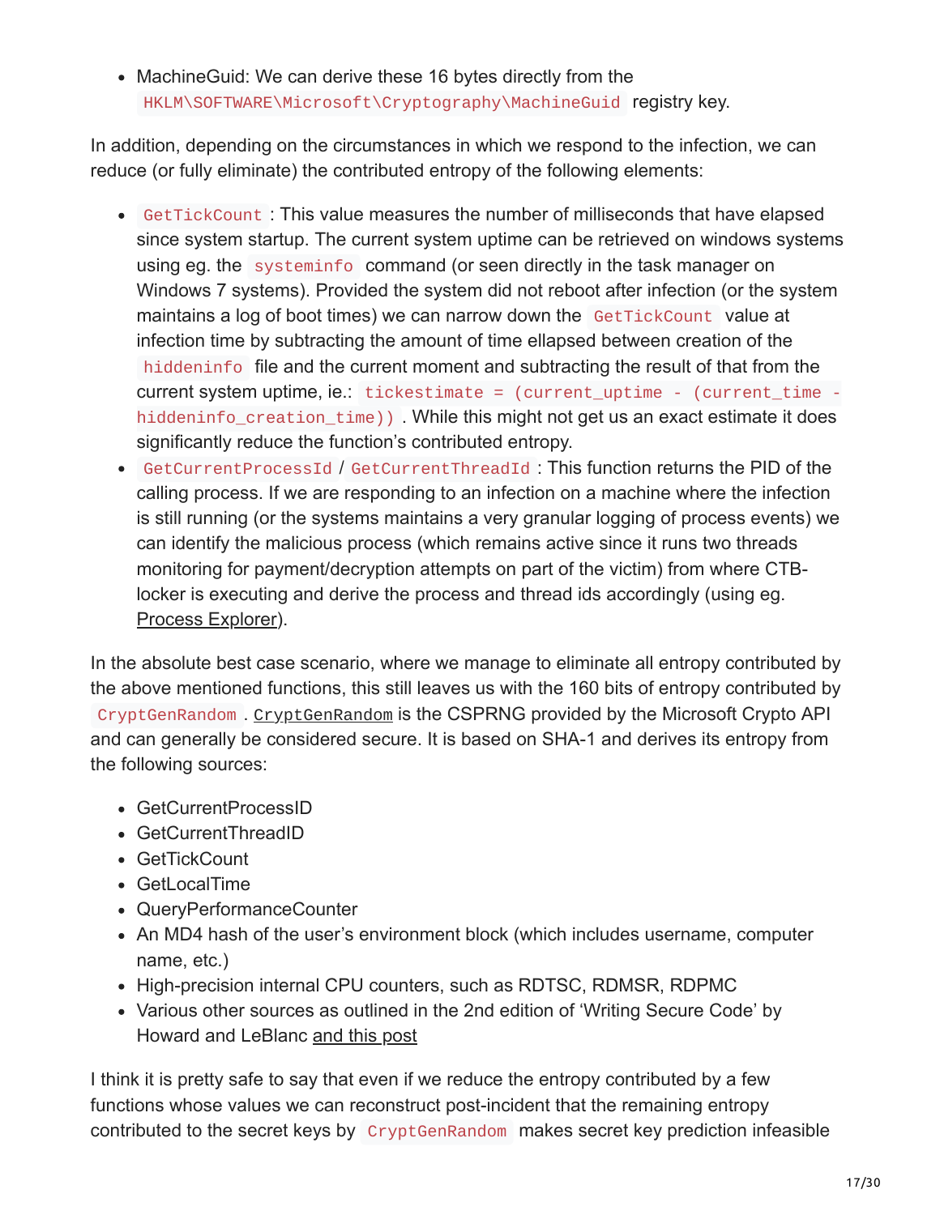- MachineGuid: We can derive these 16 bytes directly from the `HKLM\SOFTWARE\Microsoft\Cryptography\MachineGuid` registry key.

In addition, depending on the circumstances in which we respond to the infection, we can reduce (or fully eliminate) the contributed entropy of the following elements:

- `GetTickCount` : This value measures the number of milliseconds that have elapsed since system startup. The current system uptime can be retrieved on windows systems using eg. the `systeminfo` command (or seen directly in the task manager on Windows 7 systems). Provided the system did not reboot after infection (or the system maintains a log of boot times) we can narrow down the `GetTickCount` value at infection time by subtracting the amount of time ellapsed between creation of the `hiddeninfo` file and the current moment and subtracting the result of that from the current system uptime, ie.: `tickestimate = (current_uptime - (current_time - hiddeninfo_creation_time))` . While this might not get us an exact estimate it does significantly reduce the function's contributed entropy.
- `GetCurrentProcessId` / `GetCurrentThreadId` : This function returns the PID of the calling process. If we are responding to an infection on a machine where the infection is still running (or the systems maintains a very granular logging of process events) we can identify the malicious process (which remains active since it runs two threads monitoring for payment/decryption attempts on part of the victim) from where CTB-locker is executing and derive the process and thread ids accordingly (using eg. Process Explorer).

In the absolute best case scenario, where we manage to eliminate all entropy contributed by the above mentioned functions, this still leaves us with the 160 bits of entropy contributed by `CryptGenRandom` . CryptGenRandom is the CSPRNG provided by the Microsoft Crypto API and can generally be considered secure. It is based on SHA-1 and derives its entropy from the following sources:

- GetCurrentProcessID
- GetCurrentThreadID
- GetTickCount
- GetLocalTime
- QueryPerformanceCounter
- An MD4 hash of the user's environment block (which includes username, computer name, etc.)
- High-precision internal CPU counters, such as RDTSC, RDMSR, RDPMC
- Various other sources as outlined in the 2nd edition of 'Writing Secure Code' by Howard and LeBlanc and this post

I think it is pretty safe to say that even if we reduce the entropy contributed by a few functions whose values we can reconstruct post-incident that the remaining entropy contributed to the secret keys by `CryptGenRandom` makes secret key prediction infeasible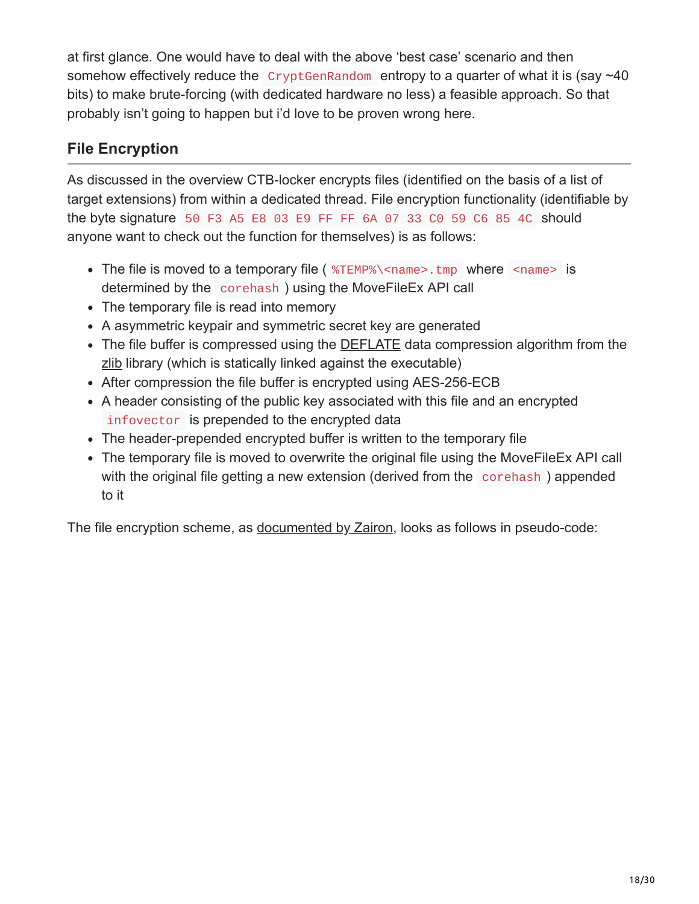at first glance. One would have to deal with the above 'best case' scenario and then somehow effectively reduce the `CryptGenRandom` entropy to a quarter of what it is (say ~40 bits) to make brute-forcing (with dedicated hardware no less) a feasible approach. So that probably isn't going to happen but i'd love to be proven wrong here.

## File Encryption

As discussed in the overview CTB-locker encrypts files (identified on the basis of a list of target extensions) from within a dedicated thread. File encryption functionality (identifiable by the byte signature `50 F3 A5 E8 03 E9 FF FF 6A 07 33 C0 59 C6 85 4C` should anyone want to check out the function for themselves) is as follows:

- The file is moved to a temporary file ( `%TEMP%\<name>.tmp` where `<name>` is determined by the `corehash` ) using the MoveFileEx API call
- The temporary file is read into memory
- A asymmetric keypair and symmetric secret key are generated
- The file buffer is compressed using the DEFLATE data compression algorithm from the zlib library (which is statically linked against the executable)
- After compression the file buffer is encrypted using AES-256-ECB
- A header consisting of the public key associated with this file and an encrypted `infovector` is prepended to the encrypted data
- The header-prepended encrypted buffer is written to the temporary file
- The temporary file is moved to overwrite the original file using the MoveFileEx API call with the original file getting a new extension (derived from the `corehash` ) appended to it

The file encryption scheme, as documented by Zairon, looks as follows in pseudo-code: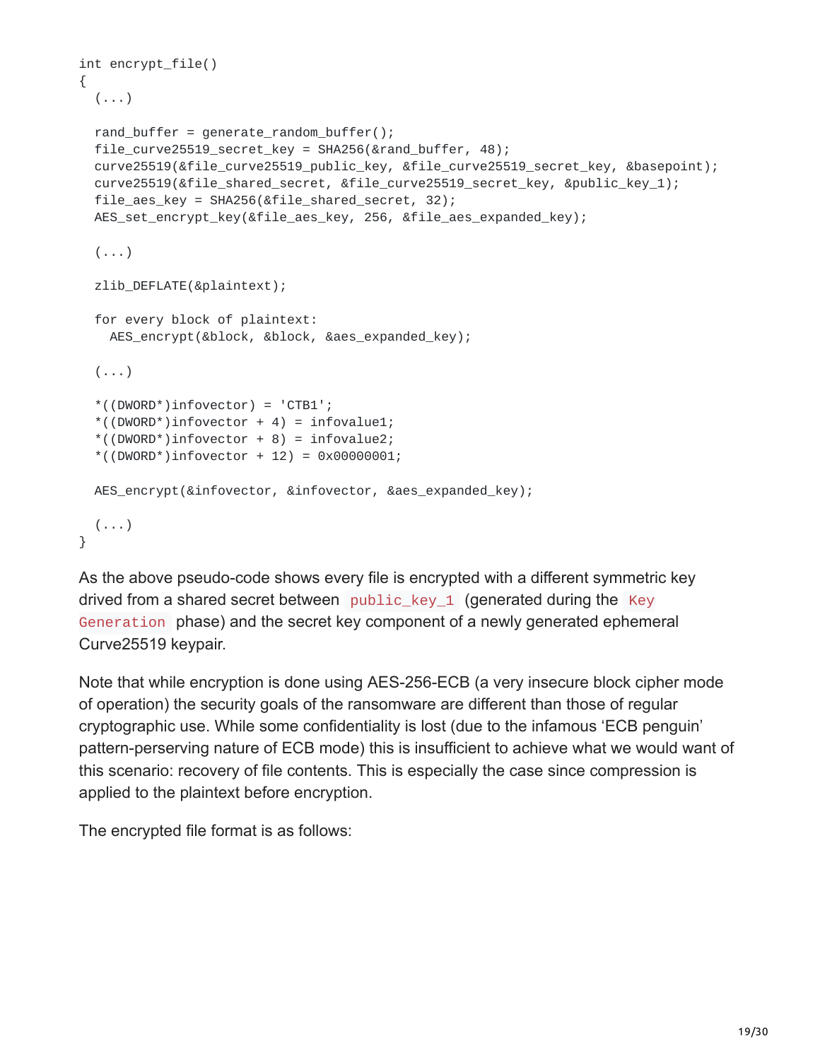```
int encrypt_file()
{
  (...)

  rand_buffer = generate_random_buffer();
  file_curve25519_secret_key = SHA256(&rand_buffer, 48);
  curve25519(&file_curve25519_public_key, &file_curve25519_secret_key, &basepoint);
  curve25519(&file_shared_secret, &file_curve25519_secret_key, &public_key_1);
  file_aes_key = SHA256(&file_shared_secret, 32);
  AES_set_encrypt_key(&file_aes_key, 256, &file_aes_expanded_key);

  (...)

  zlib_DEFLATE(&plaintext);

  for every block of plaintext:
    AES_encrypt(&block, &block, &aes_expanded_key);

  (...)

  *((DWORD*)infovector) = 'CTB1';
  *((DWORD*)infovector + 4) = infovalue1;
  *((DWORD*)infovector + 8) = infovalue2;
  *((DWORD*)infovector + 12) = 0x00000001;

  AES_encrypt(&infovector, &infovector, &aes_expanded_key);

  (...)
}
```

As the above pseudo-code shows every file is encrypted with a different symmetric key drived from a shared secret between `public_key_1` (generated during the `Key Generation` phase) and the secret key component of a newly generated ephemeral Curve25519 keypair.

Note that while encryption is done using AES-256-ECB (a very insecure block cipher mode of operation) the security goals of the ransomware are different than those of regular cryptographic use. While some confidentiality is lost (due to the infamous 'ECB penguin' pattern-perserving nature of ECB mode) this is insufficient to achieve what we would want of this scenario: recovery of file contents. This is especially the case since compression is applied to the plaintext before encryption.

The encrypted file format is as follows: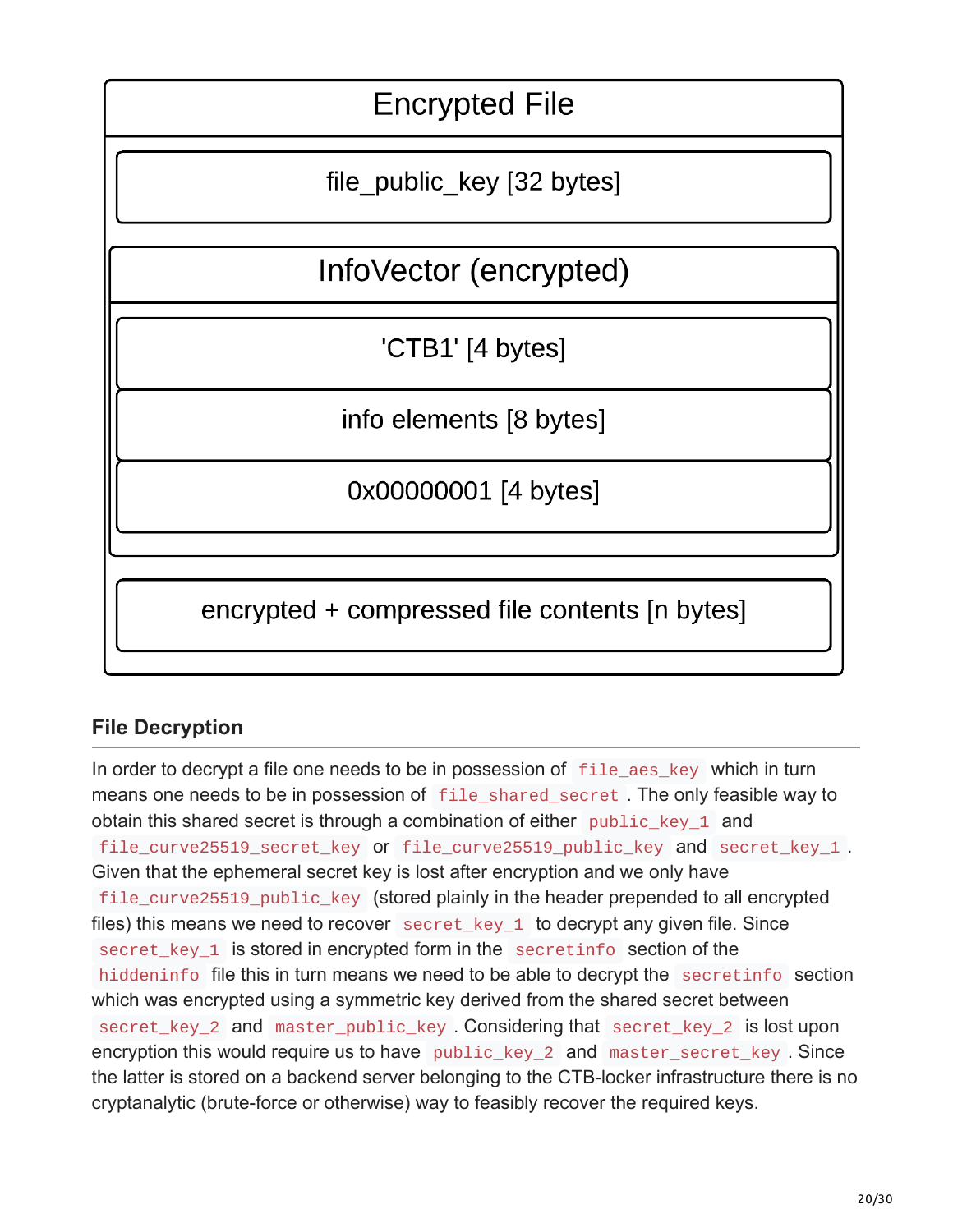Encrypted File

| Encrypted File |
| --- |
| file_public_key [32 bytes] |
| InfoVector (encrypted) |
| 'CTB1' [4 bytes] |
| info elements [8 bytes] |
| 0x00000001 [4 bytes] |
| encrypted + compressed file contents [n bytes] |

### File Decryption

In order to decrypt a file one needs to be in possession of `file_aes_key` which in turn means one needs to be in possession of `file_shared_secret` . The only feasible way to obtain this shared secret is through a combination of either `public_key_1` and `file_curve25519_secret_key` or `file_curve25519_public_key` and `secret_key_1` . Given that the ephemeral secret key is lost after encryption and we only have `file_curve25519_public_key` (stored plainly in the header prepended to all encrypted files) this means we need to recover `secret_key_1` to decrypt any given file. Since `secret_key_1` is stored in encrypted form in the `secretinfo` section of the `hiddeninfo` file this in turn means we need to be able to decrypt the `secretinfo` section which was encrypted using a symmetric key derived from the shared secret between `secret_key_2` and `master_public_key` . Considering that `secret_key_2` is lost upon encryption this would require us to have `public_key_2` and `master_secret_key` . Since the latter is stored on a backend server belonging to the CTB-locker infrastructure there is no cryptanalytic (brute-force or otherwise) way to feasibly recover the required keys.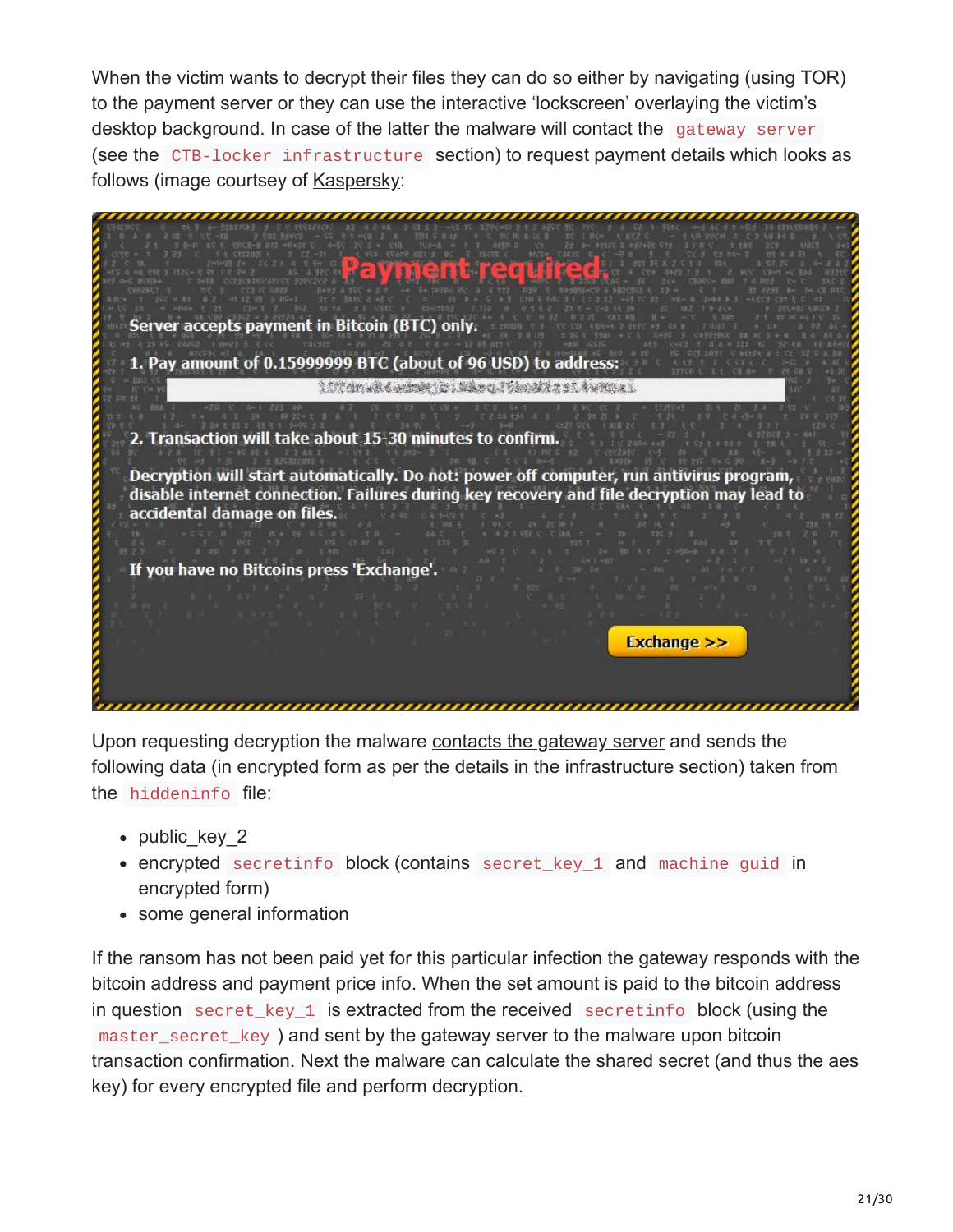When the victim wants to decrypt their files they can do so either by navigating (using TOR) to the payment server or they can use the interactive 'lockscreen' overlaying the victim's desktop background. In case of the latter the malware will contact the `gateway server` (see the `CTB-locker infrastructure` section) to request payment details which looks as follows (image courtsey of Kaspersky:

Payment required.

Server accepts payment in Bitcoin (BTC) only.

1. Pay amount of 0.15999999 BTC (about of 96 USD) to address:

2. Transaction will take about 15-30 minutes to confirm.

Decryption will start automatically. Do not: power off computer, run antivirus program, disable internet connection. Failures during key recovery and file decryption may lead to accidental damage on files.

If you have no Bitcoins press 'Exchange'.

Exchange >>

Upon requesting decryption the malware contacts the gateway server and sends the following data (in encrypted form as per the details in the infrastructure section) taken from the `hiddeninfo` file:

- public_key_2
- encrypted `secretinfo` block (contains `secret_key_1` and `machine guid` in encrypted form)
- some general information

If the ransom has not been paid yet for this particular infection the gateway responds with the bitcoin address and payment price info. When the set amount is paid to the bitcoin address in question `secret_key_1` is extracted from the received `secretinfo` block (using the `master_secret_key` ) and sent by the gateway server to the malware upon bitcoin transaction confirmation. Next the malware can calculate the shared secret (and thus the aes key) for every encrypted file and perform decryption.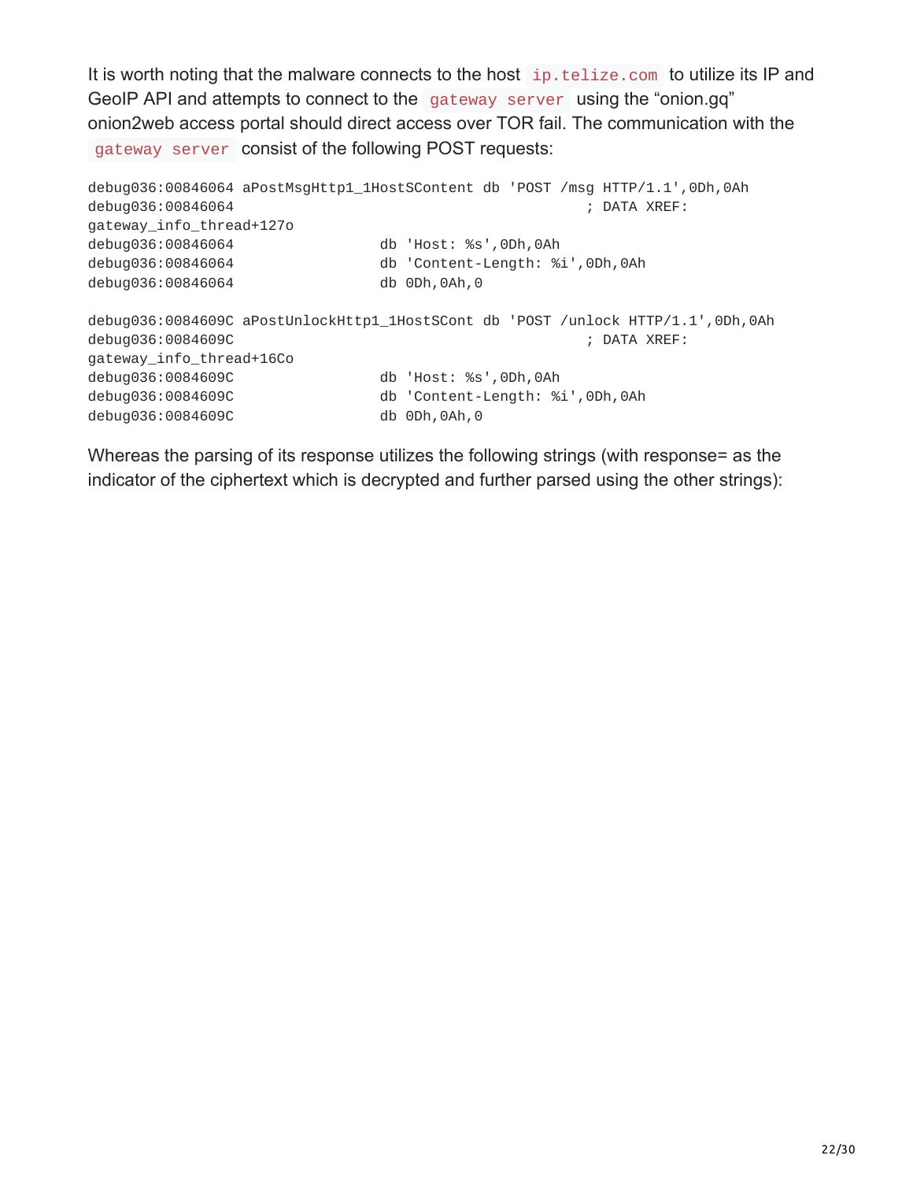It is worth noting that the malware connects to the host `ip.telize.com` to utilize its IP and GeoIP API and attempts to connect to the `gateway server` using the "onion.gq" onion2web access portal should direct access over TOR fail. The communication with the `gateway server` consist of the following POST requests:

```
debug036:00846064 aPostMsgHttp1_1HostSContent db 'POST /msg HTTP/1.1',0Dh,0Ah
debug036:00846064                                         ; DATA XREF:
gateway_info_thread+127o
debug036:00846064                 db 'Host: %s',0Dh,0Ah
debug036:00846064                 db 'Content-Length: %i',0Dh,0Ah
debug036:00846064                 db 0Dh,0Ah,0

debug036:0084609C aPostUnlockHttp1_1HostSCont db 'POST /unlock HTTP/1.1',0Dh,0Ah
debug036:0084609C                                         ; DATA XREF:
gateway_info_thread+16Co
debug036:0084609C                 db 'Host: %s',0Dh,0Ah
debug036:0084609C                 db 'Content-Length: %i',0Dh,0Ah
debug036:0084609C                 db 0Dh,0Ah,0
```

Whereas the parsing of its response utilizes the following strings (with response= as the indicator of the ciphertext which is decrypted and further parsed using the other strings):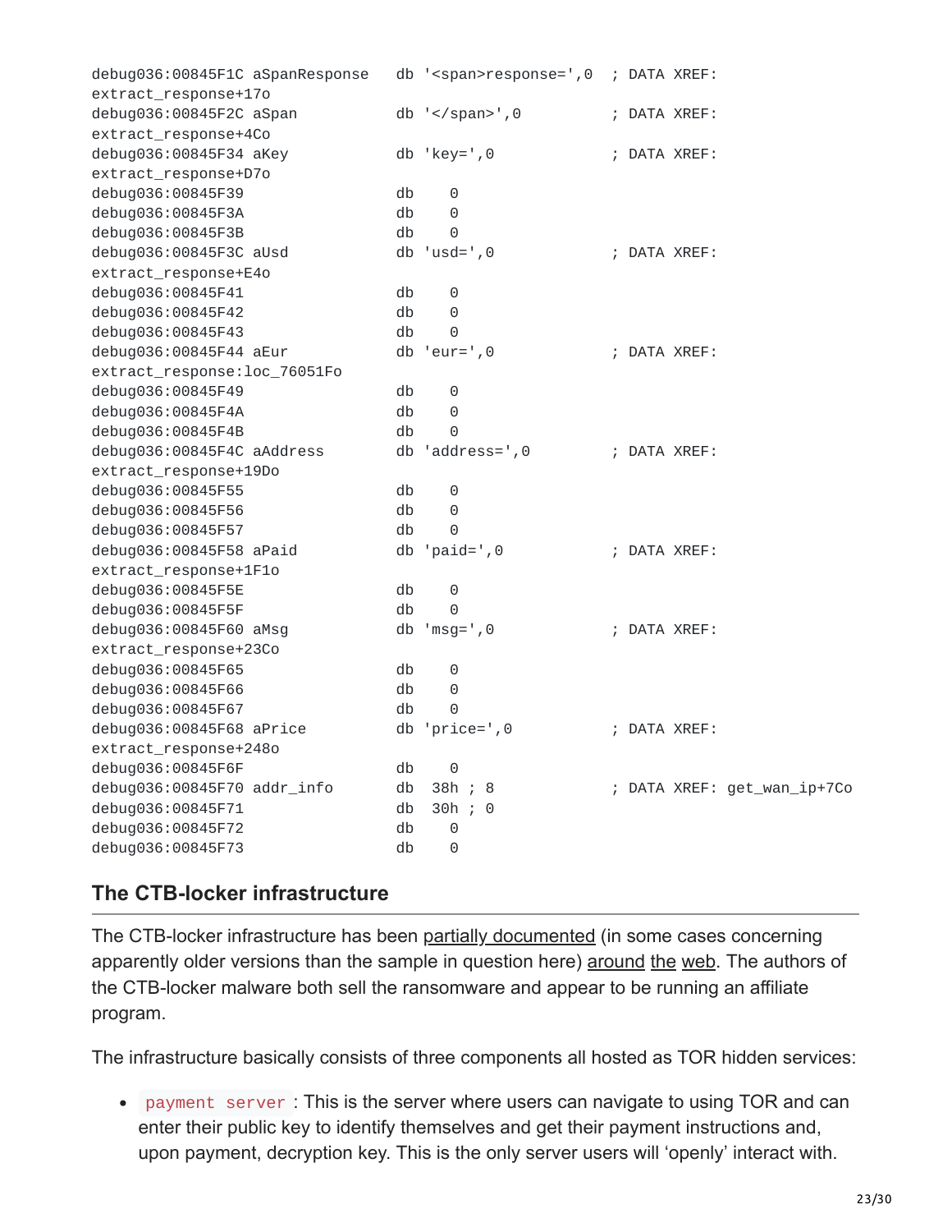```
debug036:00845F1C aSpanResponse   db '<span>response=',0  ; DATA XREF:
extract_response+17o
debug036:00845F2C aSpan           db '</span>',0          ; DATA XREF:
extract_response+4Co
debug036:00845F34 aKey            db 'key=',0             ; DATA XREF:
extract_response+D7o
debug036:00845F39                 db    0
debug036:00845F3A                 db    0
debug036:00845F3B                 db    0
debug036:00845F3C aUsd            db 'usd=',0             ; DATA XREF:
extract_response+E4o
debug036:00845F41                 db    0
debug036:00845F42                 db    0
debug036:00845F43                 db    0
debug036:00845F44 aEur            db 'eur=',0             ; DATA XREF:
extract_response:loc_76051Fo
debug036:00845F49                 db    0
debug036:00845F4A                 db    0
debug036:00845F4B                 db    0
debug036:00845F4C aAddress        db 'address=',0         ; DATA XREF:
extract_response+19Do
debug036:00845F55                 db    0
debug036:00845F56                 db    0
debug036:00845F57                 db    0
debug036:00845F58 aPaid           db 'paid=',0            ; DATA XREF:
extract_response+1F1o
debug036:00845F5E                 db    0
debug036:00845F5F                 db    0
debug036:00845F60 aMsg            db 'msg=',0             ; DATA XREF:
extract_response+23Co
debug036:00845F65                 db    0
debug036:00845F66                 db    0
debug036:00845F67                 db    0
debug036:00845F68 aPrice          db 'price=',0           ; DATA XREF:
extract_response+248o
debug036:00845F6F                 db    0
debug036:00845F70 addr_info       db  38h ; 8             ; DATA XREF: get_wan_ip+7Co
debug036:00845F71                 db  30h ; 0
debug036:00845F72                 db    0
debug036:00845F73                 db    0
```

## The CTB-locker infrastructure

The CTB-locker infrastructure has been partially documented (in some cases concerning apparently older versions than the sample in question here) around the web. The authors of the CTB-locker malware both sell the ransomware and appear to be running an affiliate program.

The infrastructure basically consists of three components all hosted as TOR hidden services:

- `payment server`: This is the server where users can navigate to using TOR and can enter their public key to identify themselves and get their payment instructions and, upon payment, decryption key. This is the only server users will 'openly' interact with.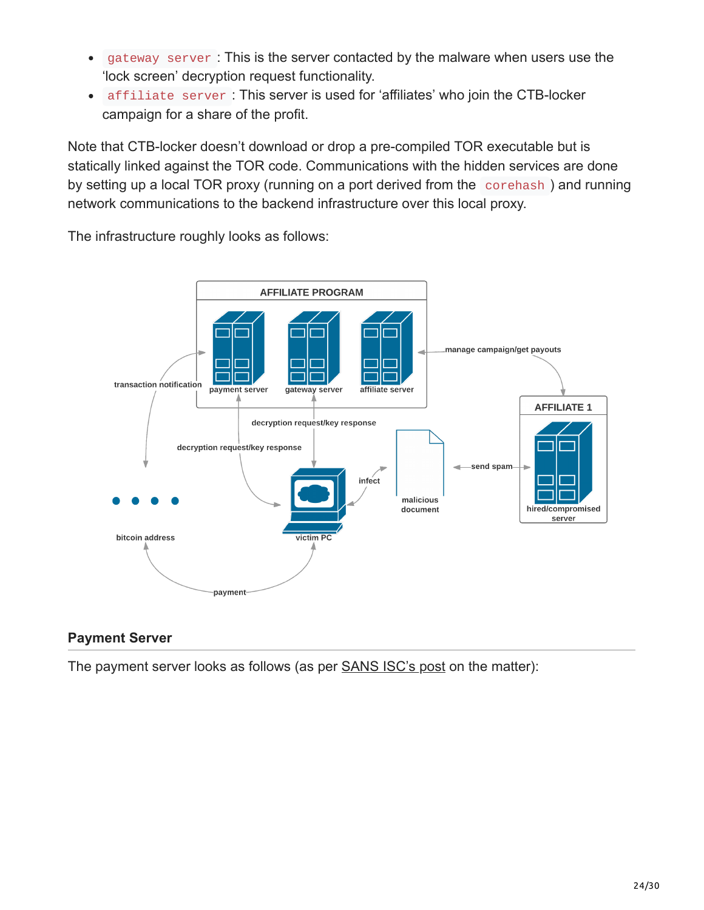- `gateway server` : This is the server contacted by the malware when users use the 'lock screen' decryption request functionality.
- `affiliate server` : This server is used for 'affiliates' who join the CTB-locker campaign for a share of the profit.

Note that CTB-locker doesn't download or drop a pre-compiled TOR executable but is statically linked against the TOR code. Communications with the hidden services are done by setting up a local TOR proxy (running on a port derived from the `corehash` ) and running network communications to the backend infrastructure over this local proxy.

The infrastructure roughly looks as follows:

### Payment Server

The payment server looks as follows (as per SANS ISC's post on the matter):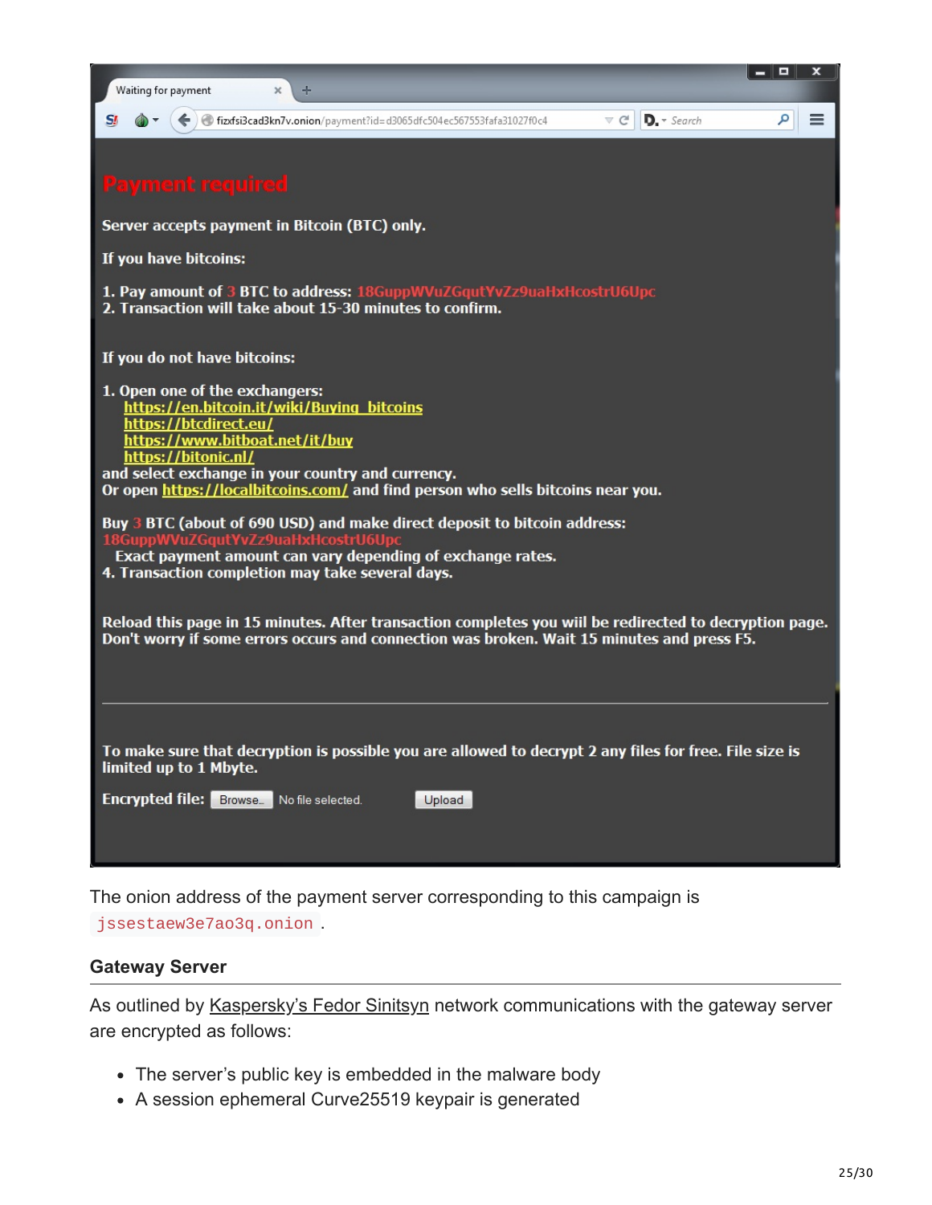Waiting for payment

fizxfsi3cad3kn7v.onion/payment?id=d3065dfc504ec567553fafa31027f0c4

**Payment required**

**Server accepts payment in Bitcoin (BTC) only.**

**If you have bitcoins:**

1. Pay amount of 3 BTC to address: 18GuppWVuZGqutYvZz9uaHxHcostrU6Upc
2. Transaction will take about 15-30 minutes to confirm.

**If you do not have bitcoins:**

1. Open one of the exchangers:
   - https://en.bitcoin.it/wiki/Buying_bitcoins
   - https://btcdirect.eu/
   - https://www.bitboat.net/it/buy
   - https://bitonic.nl/

and select exchange in your country and currency.
Or open https://localbitcoins.com/ and find person who sells bitcoins near you.

Buy 3 BTC (about of 690 USD) and make direct deposit to bitcoin address:
18GuppWVuZGqutYvZz9uaHxHcostrU6Upc
Exact payment amount can vary depending of exchange rates.
4. Transaction completion may take several days.

Reload this page in 15 minutes. After transaction completes you wiil be redirected to decryption page.
Don't worry if some errors occurs and connection was broken. Wait 15 minutes and press F5.

---

To make sure that decryption is possible you are allowed to decrypt 2 any files for free. File size is limited up to 1 Mbyte.

Encrypted file: Browse... No file selected. Upload

The onion address of the payment server corresponding to this campaign is `jssestaew3e7ao3q.onion`.

## Gateway Server

As outlined by Kaspersky's Fedor Sinitsyn network communications with the gateway server are encrypted as follows:

- The server's public key is embedded in the malware body
- A session ephemeral Curve25519 keypair is generated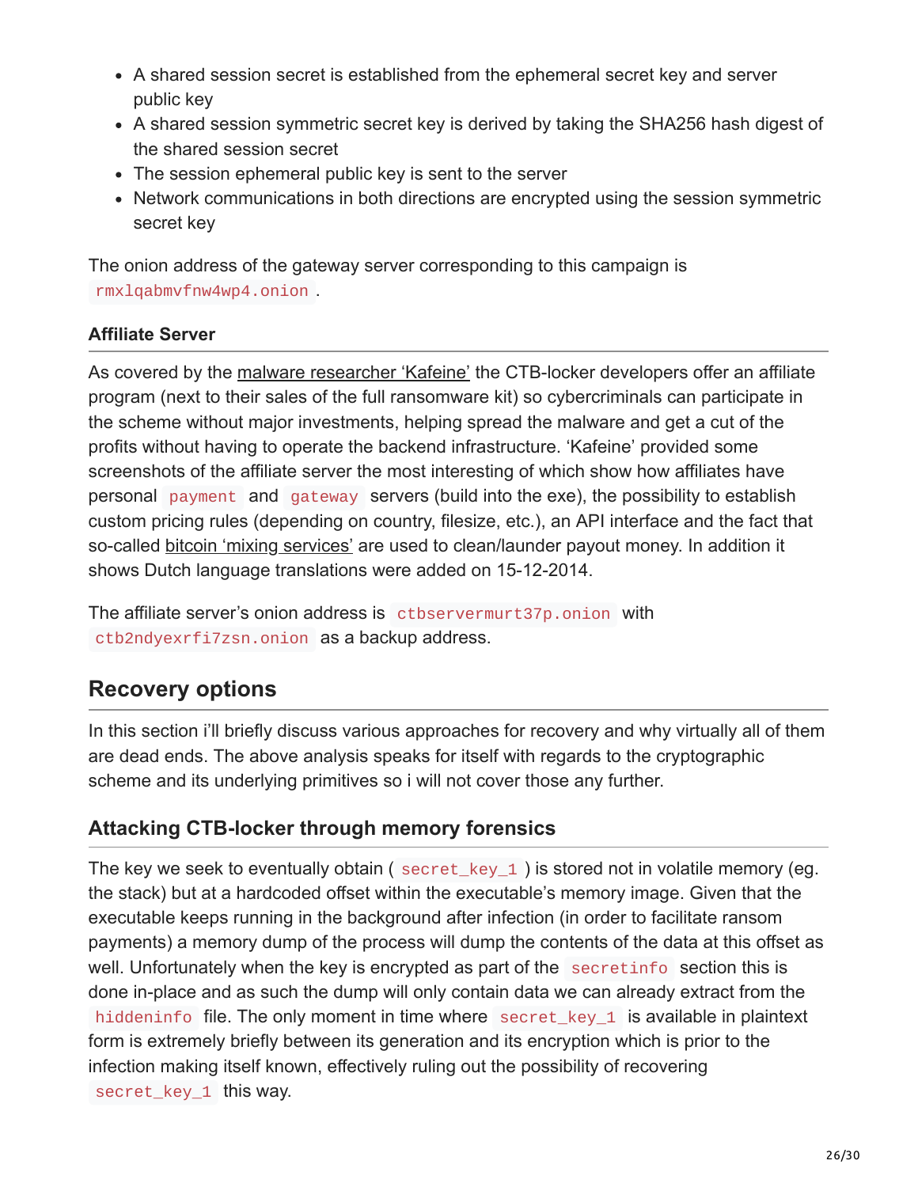- A shared session secret is established from the ephemeral secret key and server public key
- A shared session symmetric secret key is derived by taking the SHA256 hash digest of the shared session secret
- The session ephemeral public key is sent to the server
- Network communications in both directions are encrypted using the session symmetric secret key

The onion address of the gateway server corresponding to this campaign is `rmxlqabmvfnw4wp4.onion`.

### Affiliate Server

As covered by the malware researcher 'Kafeine' the CTB-locker developers offer an affiliate program (next to their sales of the full ransomware kit) so cybercriminals can participate in the scheme without major investments, helping spread the malware and get a cut of the profits without having to operate the backend infrastructure. 'Kafeine' provided some screenshots of the affiliate server the most interesting of which show how affiliates have personal `payment` and `gateway` servers (build into the exe), the possibility to establish custom pricing rules (depending on country, filesize, etc.), an API interface and the fact that so-called bitcoin 'mixing services' are used to clean/launder payout money. In addition it shows Dutch language translations were added on 15-12-2014.

The affiliate server's onion address is `ctbservermurt37p.onion` with `ctb2ndyexrfi7zsn.onion` as a backup address.

## Recovery options

In this section i'll briefly discuss various approaches for recovery and why virtually all of them are dead ends. The above analysis speaks for itself with regards to the cryptographic scheme and its underlying primitives so i will not cover those any further.

### Attacking CTB-locker through memory forensics

The key we seek to eventually obtain ( `secret_key_1` ) is stored not in volatile memory (eg. the stack) but at a hardcoded offset within the executable's memory image. Given that the executable keeps running in the background after infection (in order to facilitate ransom payments) a memory dump of the process will dump the contents of the data at this offset as well. Unfortunately when the key is encrypted as part of the `secretinfo` section this is done in-place and as such the dump will only contain data we can already extract from the `hiddeninfo` file. The only moment in time where `secret_key_1` is available in plaintext form is extremely briefly between its generation and its encryption which is prior to the infection making itself known, effectively ruling out the possibility of recovering `secret_key_1` this way.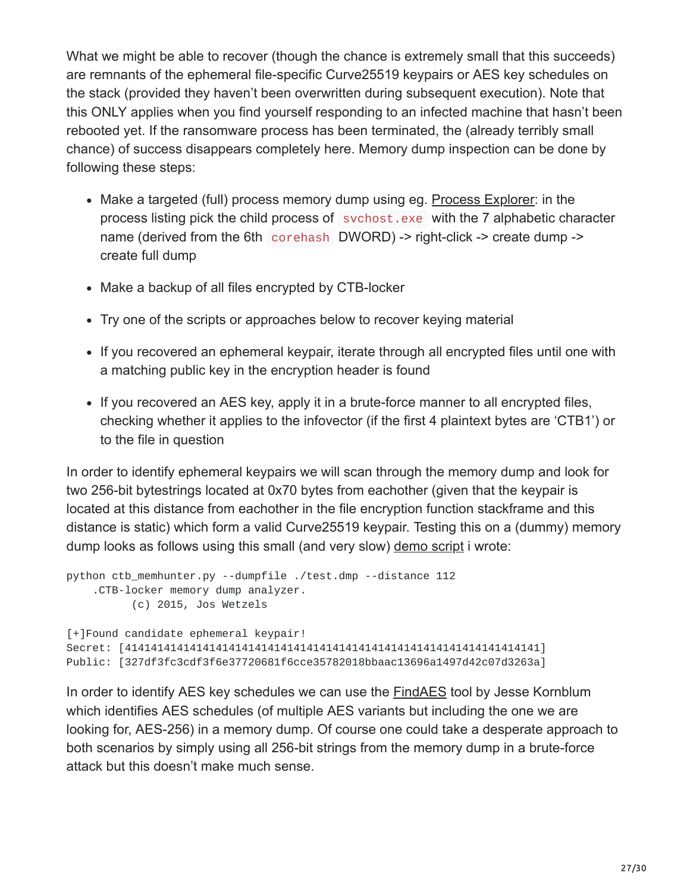What we might be able to recover (though the chance is extremely small that this succeeds) are remnants of the ephemeral file-specific Curve25519 keypairs or AES key schedules on the stack (provided they haven't been overwritten during subsequent execution). Note that this ONLY applies when you find yourself responding to an infected machine that hasn't been rebooted yet. If the ransomware process has been terminated, the (already terribly small chance) of success disappears completely here. Memory dump inspection can be done by following these steps:

- Make a targeted (full) process memory dump using eg. Process Explorer: in the process listing pick the child process of `svchost.exe` with the 7 alphabetic character name (derived from the 6th `corehash` DWORD) -> right-click -> create dump -> create full dump
- Make a backup of all files encrypted by CTB-locker
- Try one of the scripts or approaches below to recover keying material
- If you recovered an ephemeral keypair, iterate through all encrypted files until one with a matching public key in the encryption header is found
- If you recovered an AES key, apply it in a brute-force manner to all encrypted files, checking whether it applies to the infovector (if the first 4 plaintext bytes are 'CTB1') or to the file in question

In order to identify ephemeral keypairs we will scan through the memory dump and look for two 256-bit bytestrings located at 0x70 bytes from eachother (given that the keypair is located at this distance from eachother in the file encryption function stackframe and this distance is static) which form a valid Curve25519 keypair. Testing this on a (dummy) memory dump looks as follows using this small (and very slow) demo script i wrote:

```
python ctb_memhunter.py --dumpfile ./test.dmp --distance 112
    .CTB-locker memory dump analyzer.
          (c) 2015, Jos Wetzels

[+]Found candidate ephemeral keypair!
Secret: [4141414141414141414141414141414141414141414141414141414141414141]
Public: [327df3fc3cdf3f6e37720681f6cce35782018bbaac13696a1497d42c07d3263a]
```

In order to identify AES key schedules we can use the FindAES tool by Jesse Kornblum which identifies AES schedules (of multiple AES variants but including the one we are looking for, AES-256) in a memory dump. Of course one could take a desperate approach to both scenarios by simply using all 256-bit strings from the memory dump in a brute-force attack but this doesn't make much sense.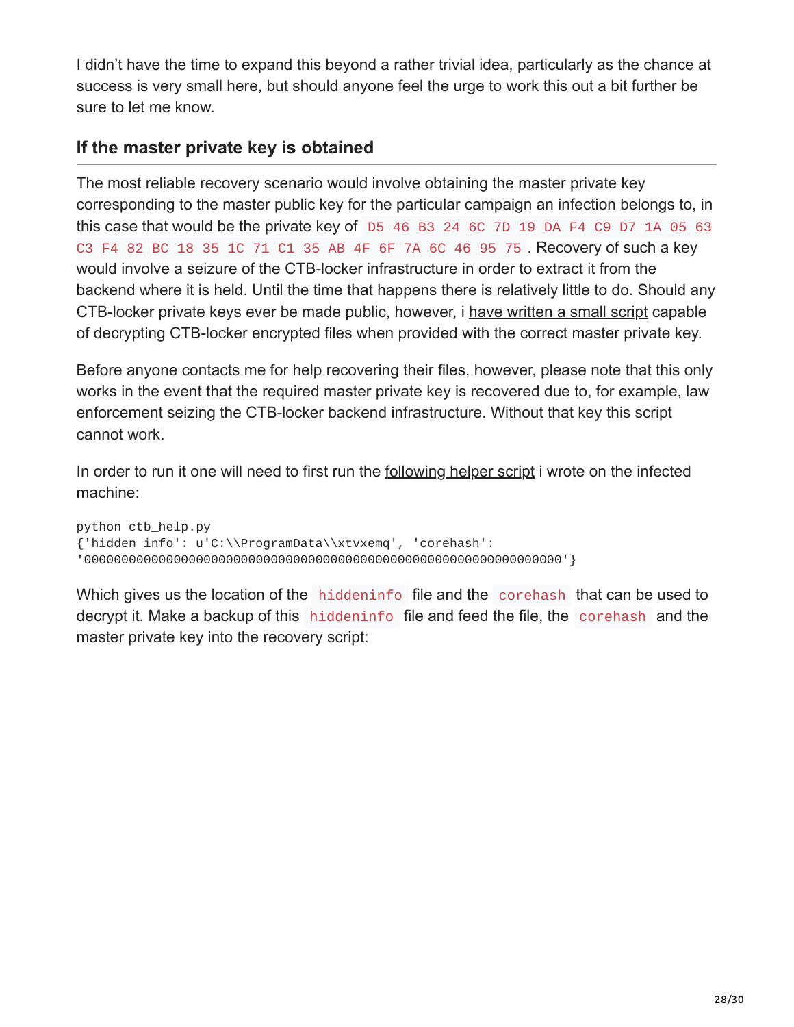I didn't have the time to expand this beyond a rather trivial idea, particularly as the chance at success is very small here, but should anyone feel the urge to work this out a bit further be sure to let me know.

## If the master private key is obtained

The most reliable recovery scenario would involve obtaining the master private key corresponding to the master public key for the particular campaign an infection belongs to, in this case that would be the private key of `D5 46 B3 24 6C 7D 19 DA F4 C9 D7 1A 05 63 C3 F4 82 BC 18 35 1C 71 C1 35 AB 4F 6F 7A 6C 46 95 75`. Recovery of such a key would involve a seizure of the CTB-locker infrastructure in order to extract it from the backend where it is held. Until the time that happens there is relatively little to do. Should any CTB-locker private keys ever be made public, however, i have written a small script capable of decrypting CTB-locker encrypted files when provided with the correct master private key.

Before anyone contacts me for help recovering their files, however, please note that this only works in the event that the required master private key is recovered due to, for example, law enforcement seizing the CTB-locker backend infrastructure. Without that key this script cannot work.

In order to run it one will need to first run the following helper script i wrote on the infected machine:

```
python ctb_help.py
{'hidden_info': u'C:\\ProgramData\\xtvxemq', 'corehash':
'0000000000000000000000000000000000000000000000000000000000000000'}
```

Which gives us the location of the `hiddeninfo` file and the `corehash` that can be used to decrypt it. Make a backup of this `hiddeninfo` file and feed the file, the `corehash` and the master private key into the recovery script: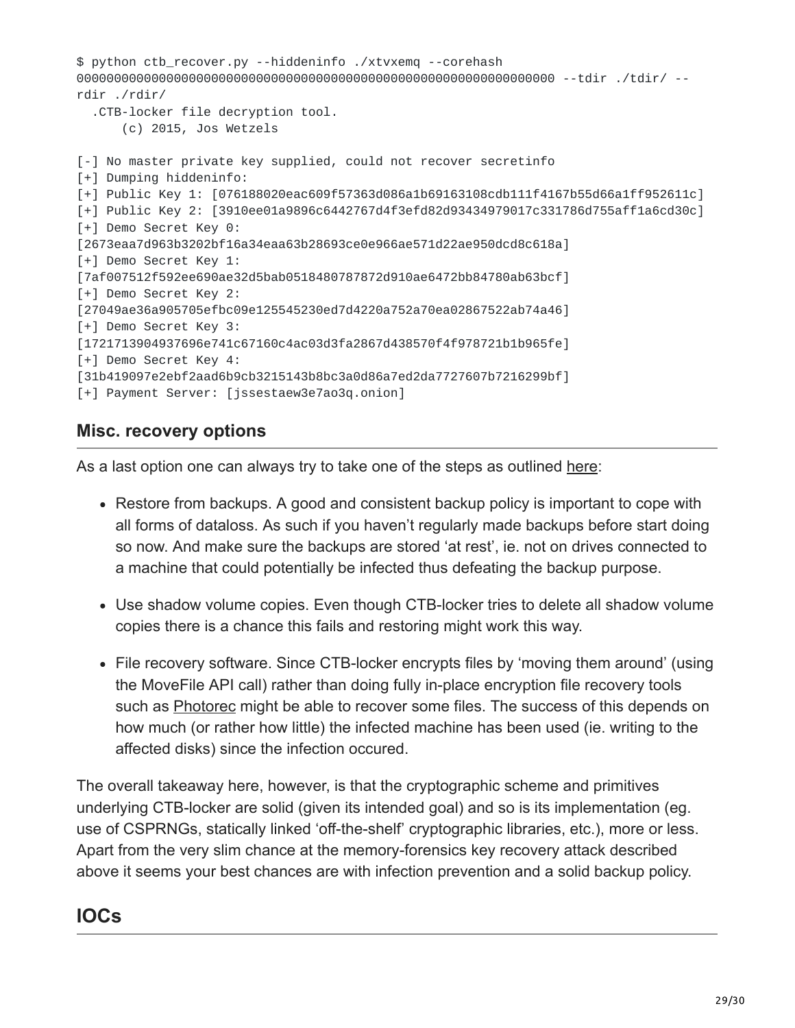```
$ python ctb_recover.py --hiddeninfo ./xtvxemq --corehash
0000000000000000000000000000000000000000000000000000000000000000 --tdir ./tdir/ --
rdir ./rdir/
  .CTB-locker file decryption tool.
      (c) 2015, Jos Wetzels

[-] No master private key supplied, could not recover secretinfo
[+] Dumping hiddeninfo:
[+] Public Key 1: [076188020eac609f57363d086a1b69163108cdb111f4167b55d66a1ff952611c]
[+] Public Key 2: [3910ee01a9896c6442767d4f3efd82d93434979017c331786d755aff1a6cd30c]
[+] Demo Secret Key 0:
[2673eaa7d963b3202bf16a34eaa63b28693ce0e966ae571d22ae950dcd8c618a]
[+] Demo Secret Key 1:
[7af007512f592ee690ae32d5bab0518480787872d910ae6472bb84780ab63bcf]
[+] Demo Secret Key 2:
[27049ae36a905705efbc09e125545230ed7d4220a752a70ea02867522ab74a46]
[+] Demo Secret Key 3:
[1721713904937696e741c67160c4ac03d3fa2867d438570f4f978721b1b965fe]
[+] Demo Secret Key 4:
[31b419097e2ebf2aad6b9cb3215143b8bc3a0d86a7ed2da7727607b7216299bf]
[+] Payment Server: [jssestaew3e7ao3q.onion]
```

### Misc. recovery options

As a last option one can always try to take one of the steps as outlined here:

- Restore from backups. A good and consistent backup policy is important to cope with all forms of dataloss. As such if you haven't regularly made backups before start doing so now. And make sure the backups are stored 'at rest', ie. not on drives connected to a machine that could potentially be infected thus defeating the backup purpose.
- Use shadow volume copies. Even though CTB-locker tries to delete all shadow volume copies there is a chance this fails and restoring might work this way.
- File recovery software. Since CTB-locker encrypts files by 'moving them around' (using the MoveFile API call) rather than doing fully in-place encryption file recovery tools such as Photorec might be able to recover some files. The success of this depends on how much (or rather how little) the infected machine has been used (ie. writing to the affected disks) since the infection occured.

The overall takeaway here, however, is that the cryptographic scheme and primitives underlying CTB-locker are solid (given its intended goal) and so is its implementation (eg. use of CSPRNGs, statically linked 'off-the-shelf' cryptographic libraries, etc.), more or less. Apart from the very slim chance at the memory-forensics key recovery attack described above it seems your best chances are with infection prevention and a solid backup policy.

## IOCs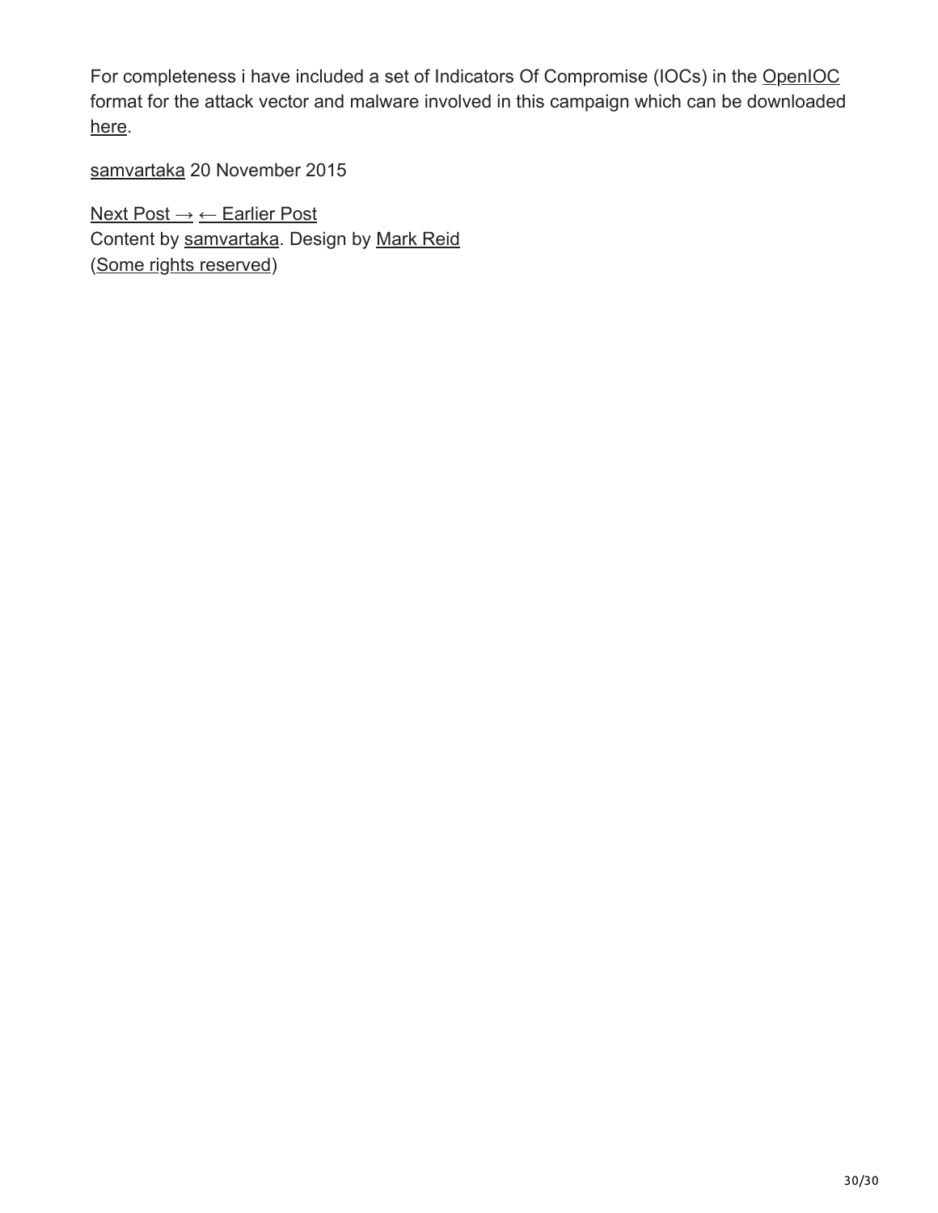For completeness i have included a set of Indicators Of Compromise (IOCs) in the OpenIOC format for the attack vector and malware involved in this campaign which can be downloaded here.

samvartaka 20 November 2015

Next Post → ← Earlier Post
Content by samvartaka. Design by Mark Reid
(Some rights reserved)